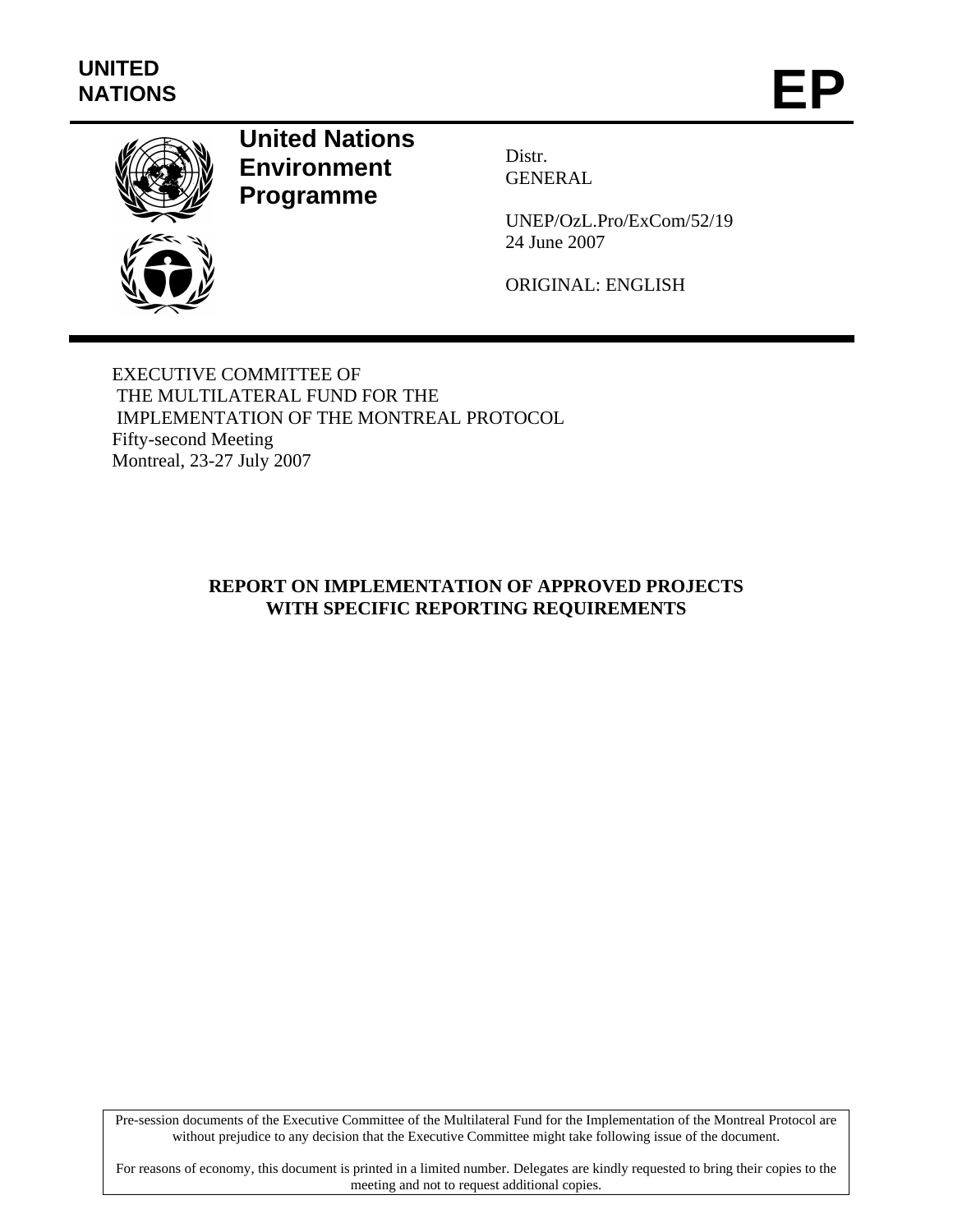UNITED NATIONS

**EP**

**United Nations Environment Programme**

Distr.
GENERAL

UNEP/OzL.Pro/ExCom/52/19
24 June 2007

ORIGINAL: ENGLISH

EXECUTIVE COMMITTEE OF
THE MULTILATERAL FUND FOR THE
IMPLEMENTATION OF THE MONTREAL PROTOCOL
Fifty-second Meeting
Montreal, 23-27 July 2007

**REPORT ON IMPLEMENTATION OF APPROVED PROJECTS WITH SPECIFIC REPORTING REQUIREMENTS**

Pre-session documents of the Executive Committee of the Multilateral Fund for the Implementation of the Montreal Protocol are without prejudice to any decision that the Executive Committee might take following issue of the document.

For reasons of economy, this document is printed in a limited number. Delegates are kindly requested to bring their copies to the meeting and not to request additional copies.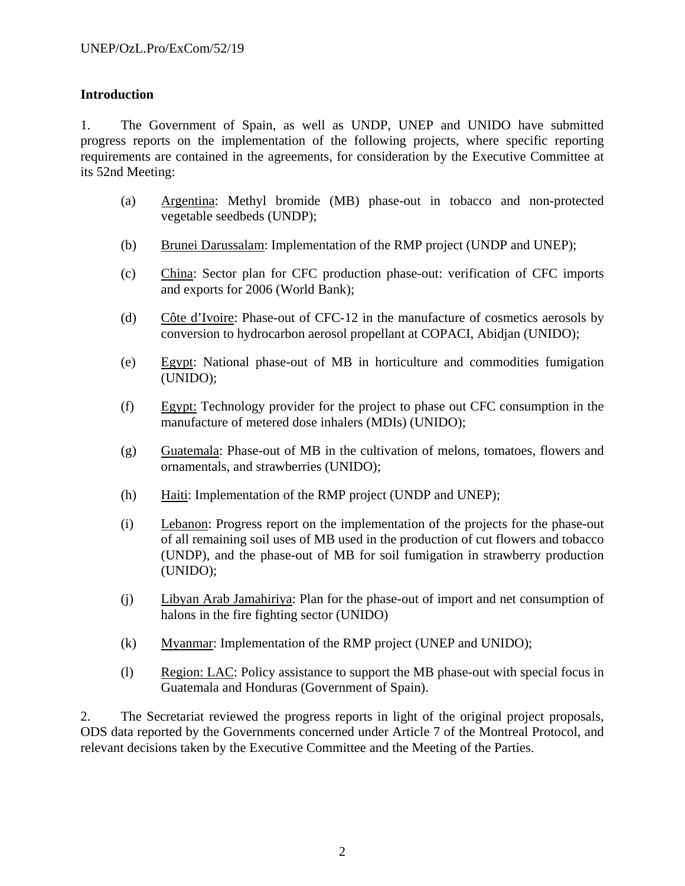## Introduction

1. The Government of Spain, as well as UNDP, UNEP and UNIDO have submitted progress reports on the implementation of the following projects, where specific reporting requirements are contained in the agreements, for consideration by the Executive Committee at its 52nd Meeting:

(a) Argentina: Methyl bromide (MB) phase-out in tobacco and non-protected vegetable seedbeds (UNDP);

(b) Brunei Darussalam: Implementation of the RMP project (UNDP and UNEP);

(c) China: Sector plan for CFC production phase-out: verification of CFC imports and exports for 2006 (World Bank);

(d) Côte d'Ivoire: Phase-out of CFC-12 in the manufacture of cosmetics aerosols by conversion to hydrocarbon aerosol propellant at COPACI, Abidjan (UNIDO);

(e) Egypt: National phase-out of MB in horticulture and commodities fumigation (UNIDO);

(f) Egypt: Technology provider for the project to phase out CFC consumption in the manufacture of metered dose inhalers (MDIs) (UNIDO);

(g) Guatemala: Phase-out of MB in the cultivation of melons, tomatoes, flowers and ornamentals, and strawberries (UNIDO);

(h) Haiti: Implementation of the RMP project (UNDP and UNEP);

(i) Lebanon: Progress report on the implementation of the projects for the phase-out of all remaining soil uses of MB used in the production of cut flowers and tobacco (UNDP), and the phase-out of MB for soil fumigation in strawberry production (UNIDO);

(j) Libyan Arab Jamahiriya: Plan for the phase-out of import and net consumption of halons in the fire fighting sector (UNIDO)

(k) Myanmar: Implementation of the RMP project (UNEP and UNIDO);

(l) Region: LAC: Policy assistance to support the MB phase-out with special focus in Guatemala and Honduras (Government of Spain).

2. The Secretariat reviewed the progress reports in light of the original project proposals, ODS data reported by the Governments concerned under Article 7 of the Montreal Protocol, and relevant decisions taken by the Executive Committee and the Meeting of the Parties.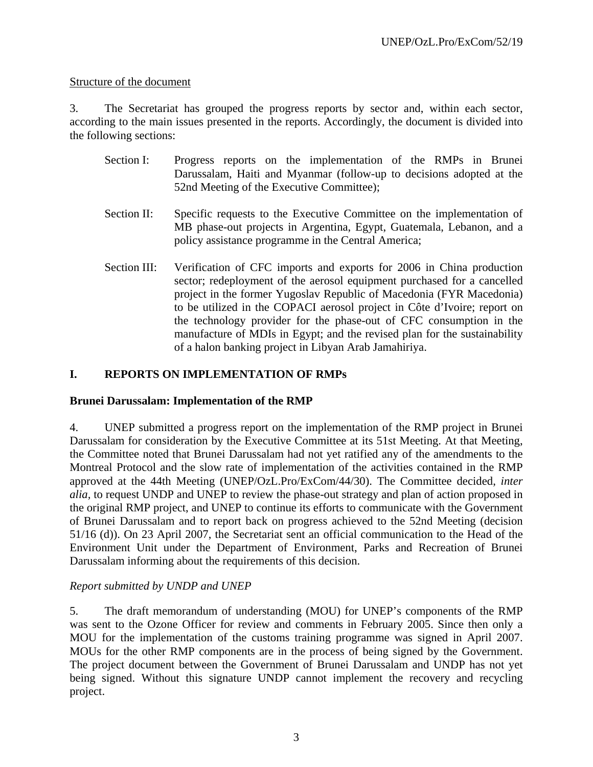Structure of the document

3. The Secretariat has grouped the progress reports by sector and, within each sector, according to the main issues presented in the reports. Accordingly, the document is divided into the following sections:

Section I: Progress reports on the implementation of the RMPs in Brunei Darussalam, Haiti and Myanmar (follow-up to decisions adopted at the 52nd Meeting of the Executive Committee);

Section II: Specific requests to the Executive Committee on the implementation of MB phase-out projects in Argentina, Egypt, Guatemala, Lebanon, and a policy assistance programme in the Central America;

Section III: Verification of CFC imports and exports for 2006 in China production sector; redeployment of the aerosol equipment purchased for a cancelled project in the former Yugoslav Republic of Macedonia (FYR Macedonia) to be utilized in the COPACI aerosol project in Côte d'Ivoire; report on the technology provider for the phase-out of CFC consumption in the manufacture of MDIs in Egypt; and the revised plan for the sustainability of a halon banking project in Libyan Arab Jamahiriya.

## I. REPORTS ON IMPLEMENTATION OF RMPs

### Brunei Darussalam: Implementation of the RMP

4. UNEP submitted a progress report on the implementation of the RMP project in Brunei Darussalam for consideration by the Executive Committee at its 51st Meeting. At that Meeting, the Committee noted that Brunei Darussalam had not yet ratified any of the amendments to the Montreal Protocol and the slow rate of implementation of the activities contained in the RMP approved at the 44th Meeting (UNEP/OzL.Pro/ExCom/44/30). The Committee decided, *inter alia,* to request UNDP and UNEP to review the phase-out strategy and plan of action proposed in the original RMP project, and UNEP to continue its efforts to communicate with the Government of Brunei Darussalam and to report back on progress achieved to the 52nd Meeting (decision 51/16 (d)). On 23 April 2007, the Secretariat sent an official communication to the Head of the Environment Unit under the Department of Environment, Parks and Recreation of Brunei Darussalam informing about the requirements of this decision.

*Report submitted by UNDP and UNEP*

5. The draft memorandum of understanding (MOU) for UNEP's components of the RMP was sent to the Ozone Officer for review and comments in February 2005. Since then only a MOU for the implementation of the customs training programme was signed in April 2007. MOUs for the other RMP components are in the process of being signed by the Government. The project document between the Government of Brunei Darussalam and UNDP has not yet being signed. Without this signature UNDP cannot implement the recovery and recycling project.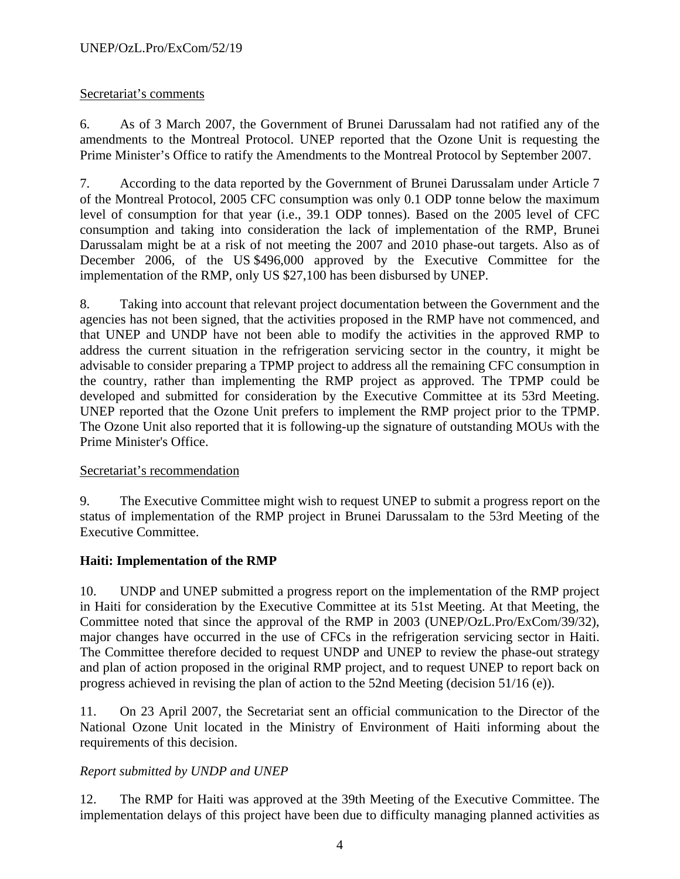<u>Secretariat's comments</u>

6. As of 3 March 2007, the Government of Brunei Darussalam had not ratified any of the amendments to the Montreal Protocol. UNEP reported that the Ozone Unit is requesting the Prime Minister's Office to ratify the Amendments to the Montreal Protocol by September 2007.

7. According to the data reported by the Government of Brunei Darussalam under Article 7 of the Montreal Protocol, 2005 CFC consumption was only 0.1 ODP tonne below the maximum level of consumption for that year (i.e., 39.1 ODP tonnes). Based on the 2005 level of CFC consumption and taking into consideration the lack of implementation of the RMP, Brunei Darussalam might be at a risk of not meeting the 2007 and 2010 phase-out targets. Also as of December 2006, of the US $496,000 approved by the Executive Committee for the implementation of the RMP, only US $27,100 has been disbursed by UNEP.

8. Taking into account that relevant project documentation between the Government and the agencies has not been signed, that the activities proposed in the RMP have not commenced, and that UNEP and UNDP have not been able to modify the activities in the approved RMP to address the current situation in the refrigeration servicing sector in the country, it might be advisable to consider preparing a TPMP project to address all the remaining CFC consumption in the country, rather than implementing the RMP project as approved. The TPMP could be developed and submitted for consideration by the Executive Committee at its 53rd Meeting. UNEP reported that the Ozone Unit prefers to implement the RMP project prior to the TPMP. The Ozone Unit also reported that it is following-up the signature of outstanding MOUs with the Prime Minister's Office.

<u>Secretariat's recommendation</u>

9. The Executive Committee might wish to request UNEP to submit a progress report on the status of implementation of the RMP project in Brunei Darussalam to the 53rd Meeting of the Executive Committee.

**Haiti: Implementation of the RMP**

10. UNDP and UNEP submitted a progress report on the implementation of the RMP project in Haiti for consideration by the Executive Committee at its 51st Meeting. At that Meeting, the Committee noted that since the approval of the RMP in 2003 (UNEP/OzL.Pro/ExCom/39/32), major changes have occurred in the use of CFCs in the refrigeration servicing sector in Haiti. The Committee therefore decided to request UNDP and UNEP to review the phase-out strategy and plan of action proposed in the original RMP project, and to request UNEP to report back on progress achieved in revising the plan of action to the 52nd Meeting (decision 51/16 (e)).

11. On 23 April 2007, the Secretariat sent an official communication to the Director of the National Ozone Unit located in the Ministry of Environment of Haiti informing about the requirements of this decision.

*Report submitted by UNDP and UNEP*

12. The RMP for Haiti was approved at the 39th Meeting of the Executive Committee. The implementation delays of this project have been due to difficulty managing planned activities as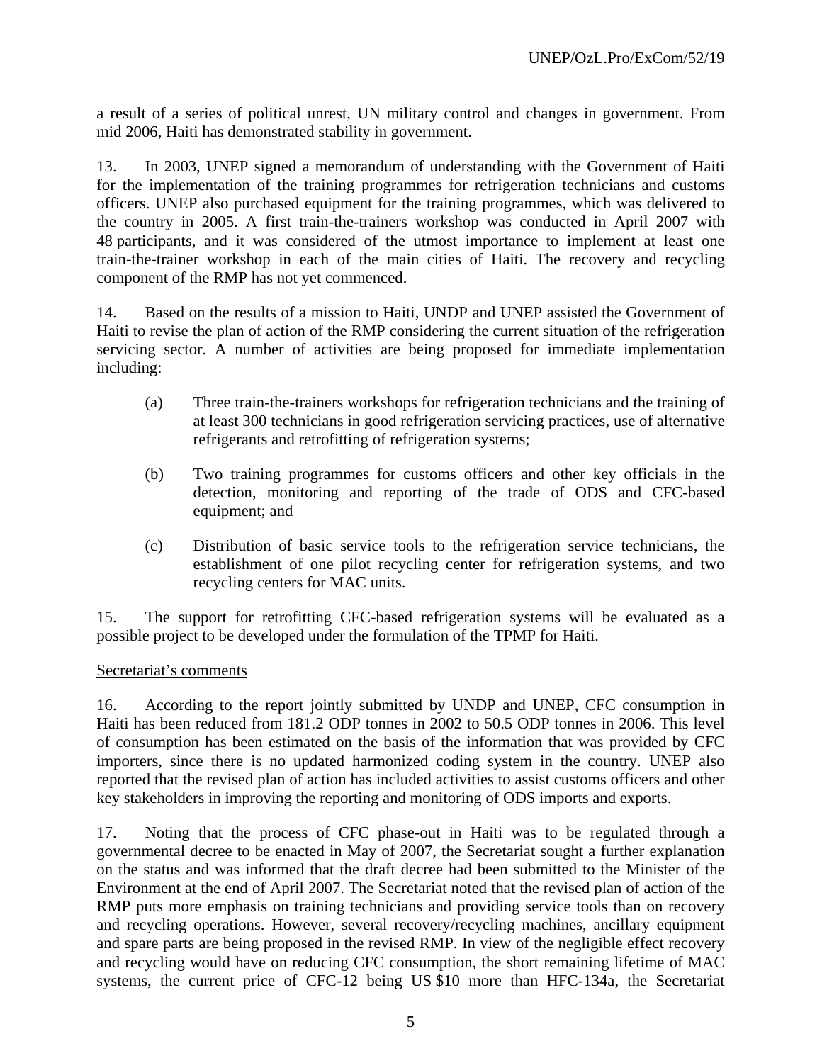a result of a series of political unrest, UN military control and changes in government. From mid 2006, Haiti has demonstrated stability in government.

13. In 2003, UNEP signed a memorandum of understanding with the Government of Haiti for the implementation of the training programmes for refrigeration technicians and customs officers. UNEP also purchased equipment for the training programmes, which was delivered to the country in 2005. A first train-the-trainers workshop was conducted in April 2007 with 48 participants, and it was considered of the utmost importance to implement at least one train-the-trainer workshop in each of the main cities of Haiti. The recovery and recycling component of the RMP has not yet commenced.

14. Based on the results of a mission to Haiti, UNDP and UNEP assisted the Government of Haiti to revise the plan of action of the RMP considering the current situation of the refrigeration servicing sector. A number of activities are being proposed for immediate implementation including:

(a) Three train-the-trainers workshops for refrigeration technicians and the training of at least 300 technicians in good refrigeration servicing practices, use of alternative refrigerants and retrofitting of refrigeration systems;

(b) Two training programmes for customs officers and other key officials in the detection, monitoring and reporting of the trade of ODS and CFC-based equipment; and

(c) Distribution of basic service tools to the refrigeration service technicians, the establishment of one pilot recycling center for refrigeration systems, and two recycling centers for MAC units.

15. The support for retrofitting CFC-based refrigeration systems will be evaluated as a possible project to be developed under the formulation of the TPMP for Haiti.

Secretariat's comments

16. According to the report jointly submitted by UNDP and UNEP, CFC consumption in Haiti has been reduced from 181.2 ODP tonnes in 2002 to 50.5 ODP tonnes in 2006. This level of consumption has been estimated on the basis of the information that was provided by CFC importers, since there is no updated harmonized coding system in the country. UNEP also reported that the revised plan of action has included activities to assist customs officers and other key stakeholders in improving the reporting and monitoring of ODS imports and exports.

17. Noting that the process of CFC phase-out in Haiti was to be regulated through a governmental decree to be enacted in May of 2007, the Secretariat sought a further explanation on the status and was informed that the draft decree had been submitted to the Minister of the Environment at the end of April 2007. The Secretariat noted that the revised plan of action of the RMP puts more emphasis on training technicians and providing service tools than on recovery and recycling operations. However, several recovery/recycling machines, ancillary equipment and spare parts are being proposed in the revised RMP. In view of the negligible effect recovery and recycling would have on reducing CFC consumption, the short remaining lifetime of MAC systems, the current price of CFC-12 being US $10 more than HFC-134a, the Secretariat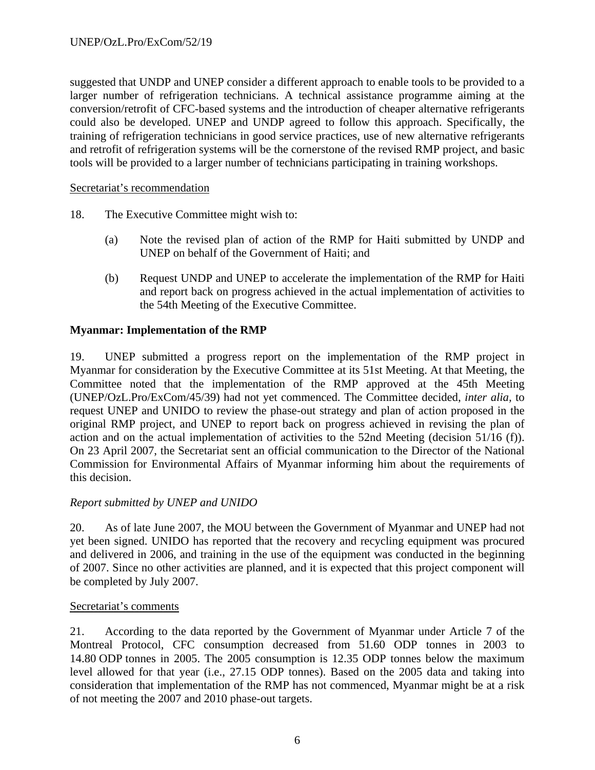suggested that UNDP and UNEP consider a different approach to enable tools to be provided to a larger number of refrigeration technicians. A technical assistance programme aiming at the conversion/retrofit of CFC-based systems and the introduction of cheaper alternative refrigerants could also be developed. UNEP and UNDP agreed to follow this approach. Specifically, the training of refrigeration technicians in good service practices, use of new alternative refrigerants and retrofit of refrigeration systems will be the cornerstone of the revised RMP project, and basic tools will be provided to a larger number of technicians participating in training workshops.

Secretariat's recommendation

18. The Executive Committee might wish to:

(a) Note the revised plan of action of the RMP for Haiti submitted by UNDP and UNEP on behalf of the Government of Haiti; and

(b) Request UNDP and UNEP to accelerate the implementation of the RMP for Haiti and report back on progress achieved in the actual implementation of activities to the 54th Meeting of the Executive Committee.

**Myanmar: Implementation of the RMP**

19. UNEP submitted a progress report on the implementation of the RMP project in Myanmar for consideration by the Executive Committee at its 51st Meeting. At that Meeting, the Committee noted that the implementation of the RMP approved at the 45th Meeting (UNEP/OzL.Pro/ExCom/45/39) had not yet commenced. The Committee decided, *inter alia,* to request UNEP and UNIDO to review the phase-out strategy and plan of action proposed in the original RMP project, and UNEP to report back on progress achieved in revising the plan of action and on the actual implementation of activities to the 52nd Meeting (decision 51/16 (f)). On 23 April 2007, the Secretariat sent an official communication to the Director of the National Commission for Environmental Affairs of Myanmar informing him about the requirements of this decision.

*Report submitted by UNEP and UNIDO*

20. As of late June 2007, the MOU between the Government of Myanmar and UNEP had not yet been signed. UNIDO has reported that the recovery and recycling equipment was procured and delivered in 2006, and training in the use of the equipment was conducted in the beginning of 2007. Since no other activities are planned, and it is expected that this project component will be completed by July 2007.

Secretariat's comments

21. According to the data reported by the Government of Myanmar under Article 7 of the Montreal Protocol, CFC consumption decreased from 51.60 ODP tonnes in 2003 to 14.80 ODP tonnes in 2005. The 2005 consumption is 12.35 ODP tonnes below the maximum level allowed for that year (i.e., 27.15 ODP tonnes). Based on the 2005 data and taking into consideration that implementation of the RMP has not commenced, Myanmar might be at a risk of not meeting the 2007 and 2010 phase-out targets.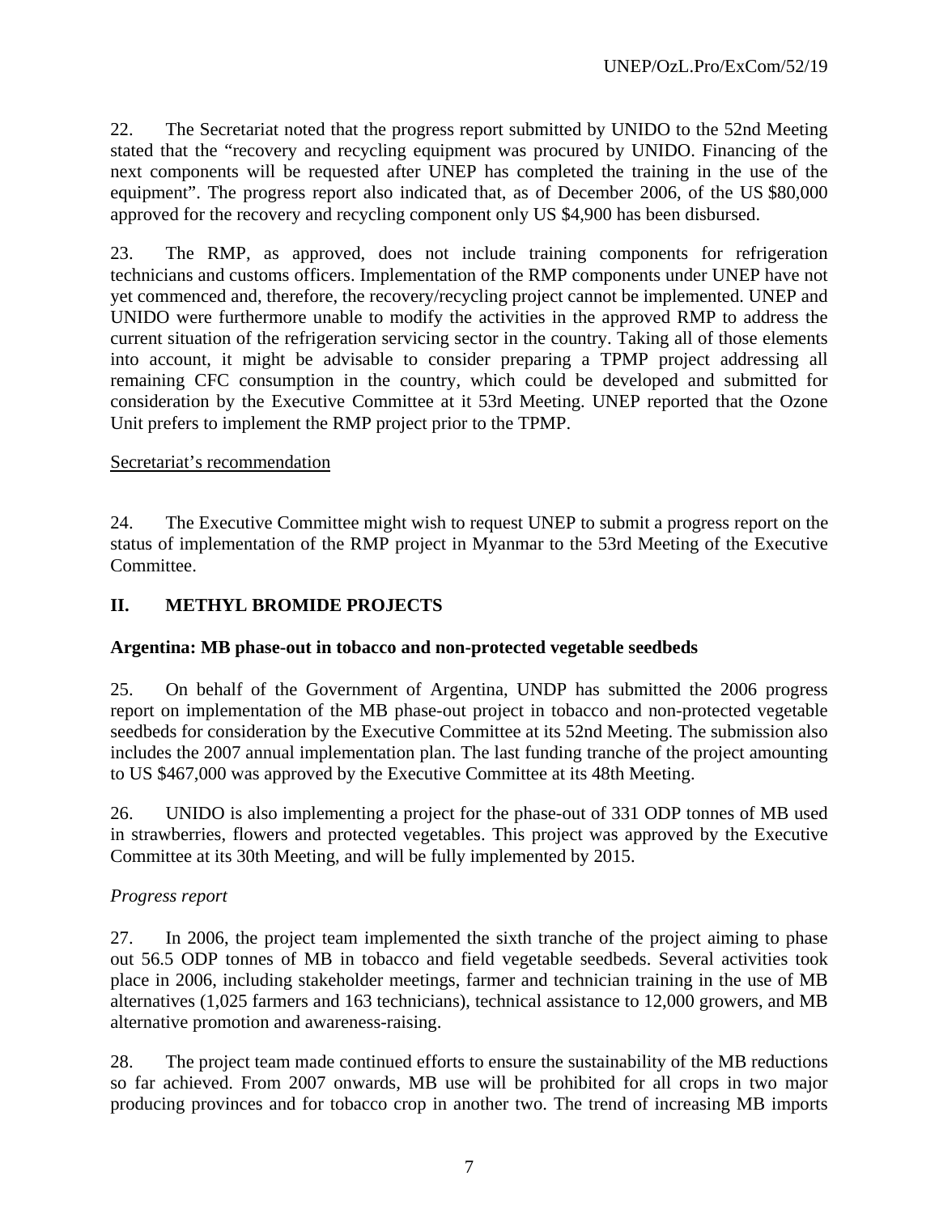22. The Secretariat noted that the progress report submitted by UNIDO to the 52nd Meeting stated that the "recovery and recycling equipment was procured by UNIDO. Financing of the next components will be requested after UNEP has completed the training in the use of the equipment". The progress report also indicated that, as of December 2006, of the US $80,000 approved for the recovery and recycling component only US $4,900 has been disbursed.

23. The RMP, as approved, does not include training components for refrigeration technicians and customs officers. Implementation of the RMP components under UNEP have not yet commenced and, therefore, the recovery/recycling project cannot be implemented. UNEP and UNIDO were furthermore unable to modify the activities in the approved RMP to address the current situation of the refrigeration servicing sector in the country. Taking all of those elements into account, it might be advisable to consider preparing a TPMP project addressing all remaining CFC consumption in the country, which could be developed and submitted for consideration by the Executive Committee at it 53rd Meeting. UNEP reported that the Ozone Unit prefers to implement the RMP project prior to the TPMP.

Secretariat's recommendation

24. The Executive Committee might wish to request UNEP to submit a progress report on the status of implementation of the RMP project in Myanmar to the 53rd Meeting of the Executive Committee.

## II. METHYL BROMIDE PROJECTS

### Argentina: MB phase-out in tobacco and non-protected vegetable seedbeds

25. On behalf of the Government of Argentina, UNDP has submitted the 2006 progress report on implementation of the MB phase-out project in tobacco and non-protected vegetable seedbeds for consideration by the Executive Committee at its 52nd Meeting. The submission also includes the 2007 annual implementation plan. The last funding tranche of the project amounting to US $467,000 was approved by the Executive Committee at its 48th Meeting.

26. UNIDO is also implementing a project for the phase-out of 331 ODP tonnes of MB used in strawberries, flowers and protected vegetables. This project was approved by the Executive Committee at its 30th Meeting, and will be fully implemented by 2015.

*Progress report*

27. In 2006, the project team implemented the sixth tranche of the project aiming to phase out 56.5 ODP tonnes of MB in tobacco and field vegetable seedbeds. Several activities took place in 2006, including stakeholder meetings, farmer and technician training in the use of MB alternatives (1,025 farmers and 163 technicians), technical assistance to 12,000 growers, and MB alternative promotion and awareness-raising.

28. The project team made continued efforts to ensure the sustainability of the MB reductions so far achieved. From 2007 onwards, MB use will be prohibited for all crops in two major producing provinces and for tobacco crop in another two. The trend of increasing MB imports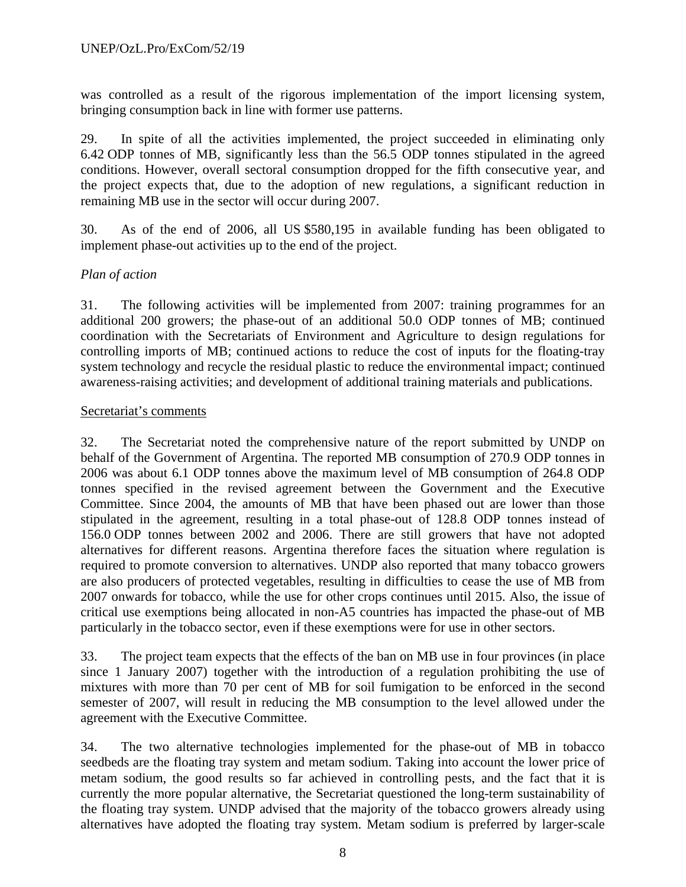was controlled as a result of the rigorous implementation of the import licensing system, bringing consumption back in line with former use patterns.

29. In spite of all the activities implemented, the project succeeded in eliminating only 6.42 ODP tonnes of MB, significantly less than the 56.5 ODP tonnes stipulated in the agreed conditions. However, overall sectoral consumption dropped for the fifth consecutive year, and the project expects that, due to the adoption of new regulations, a significant reduction in remaining MB use in the sector will occur during 2007.

30. As of the end of 2006, all US $580,195 in available funding has been obligated to implement phase-out activities up to the end of the project.

*Plan of action*

31. The following activities will be implemented from 2007: training programmes for an additional 200 growers; the phase-out of an additional 50.0 ODP tonnes of MB; continued coordination with the Secretariats of Environment and Agriculture to design regulations for controlling imports of MB; continued actions to reduce the cost of inputs for the floating-tray system technology and recycle the residual plastic to reduce the environmental impact; continued awareness-raising activities; and development of additional training materials and publications.

Secretariat's comments

32. The Secretariat noted the comprehensive nature of the report submitted by UNDP on behalf of the Government of Argentina. The reported MB consumption of 270.9 ODP tonnes in 2006 was about 6.1 ODP tonnes above the maximum level of MB consumption of 264.8 ODP tonnes specified in the revised agreement between the Government and the Executive Committee. Since 2004, the amounts of MB that have been phased out are lower than those stipulated in the agreement, resulting in a total phase-out of 128.8 ODP tonnes instead of 156.0 ODP tonnes between 2002 and 2006. There are still growers that have not adopted alternatives for different reasons. Argentina therefore faces the situation where regulation is required to promote conversion to alternatives. UNDP also reported that many tobacco growers are also producers of protected vegetables, resulting in difficulties to cease the use of MB from 2007 onwards for tobacco, while the use for other crops continues until 2015. Also, the issue of critical use exemptions being allocated in non-A5 countries has impacted the phase-out of MB particularly in the tobacco sector, even if these exemptions were for use in other sectors.

33. The project team expects that the effects of the ban on MB use in four provinces (in place since 1 January 2007) together with the introduction of a regulation prohibiting the use of mixtures with more than 70 per cent of MB for soil fumigation to be enforced in the second semester of 2007, will result in reducing the MB consumption to the level allowed under the agreement with the Executive Committee.

34. The two alternative technologies implemented for the phase-out of MB in tobacco seedbeds are the floating tray system and metam sodium. Taking into account the lower price of metam sodium, the good results so far achieved in controlling pests, and the fact that it is currently the more popular alternative, the Secretariat questioned the long-term sustainability of the floating tray system. UNDP advised that the majority of the tobacco growers already using alternatives have adopted the floating tray system. Metam sodium is preferred by larger-scale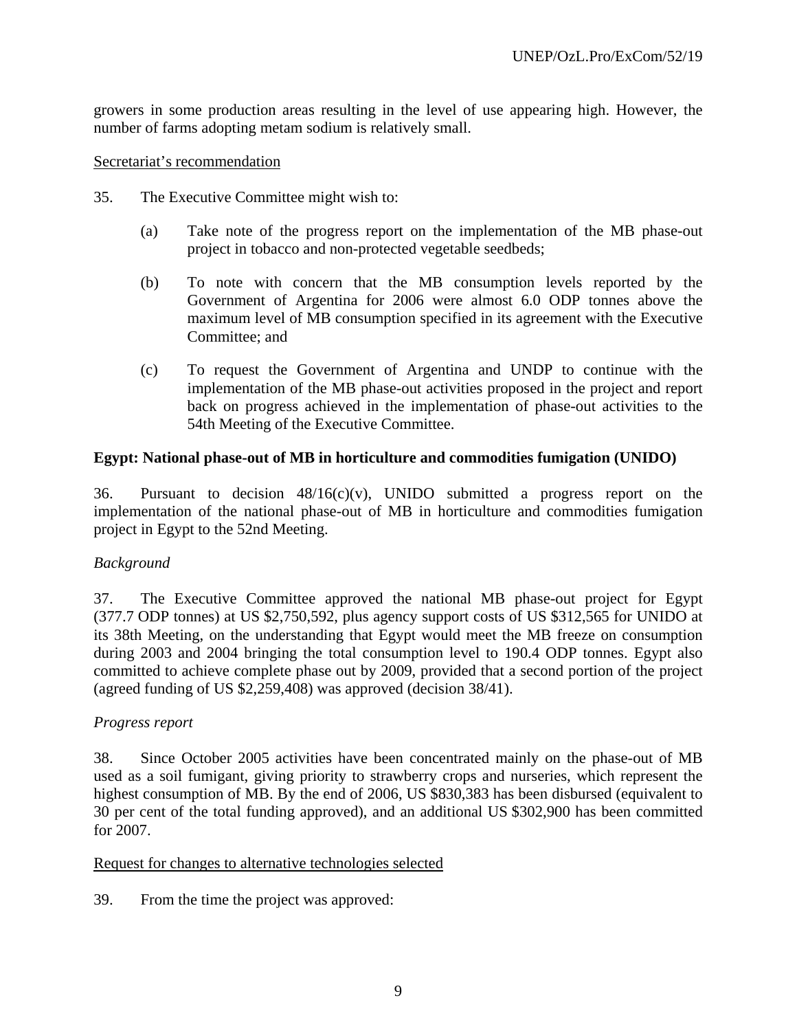growers in some production areas resulting in the level of use appearing high. However, the number of farms adopting metam sodium is relatively small.

Secretariat's recommendation

35. The Executive Committee might wish to:

(a) Take note of the progress report on the implementation of the MB phase-out project in tobacco and non-protected vegetable seedbeds;

(b) To note with concern that the MB consumption levels reported by the Government of Argentina for 2006 were almost 6.0 ODP tonnes above the maximum level of MB consumption specified in its agreement with the Executive Committee; and

(c) To request the Government of Argentina and UNDP to continue with the implementation of the MB phase-out activities proposed in the project and report back on progress achieved in the implementation of phase-out activities to the 54th Meeting of the Executive Committee.

**Egypt: National phase-out of MB in horticulture and commodities fumigation (UNIDO)**

36. Pursuant to decision 48/16(c)(v), UNIDO submitted a progress report on the implementation of the national phase-out of MB in horticulture and commodities fumigation project in Egypt to the 52nd Meeting.

*Background*

37. The Executive Committee approved the national MB phase-out project for Egypt (377.7 ODP tonnes) at US $2,750,592, plus agency support costs of US $312,565 for UNIDO at its 38th Meeting, on the understanding that Egypt would meet the MB freeze on consumption during 2003 and 2004 bringing the total consumption level to 190.4 ODP tonnes. Egypt also committed to achieve complete phase out by 2009, provided that a second portion of the project (agreed funding of US $2,259,408) was approved (decision 38/41).

*Progress report*

38. Since October 2005 activities have been concentrated mainly on the phase-out of MB used as a soil fumigant, giving priority to strawberry crops and nurseries, which represent the highest consumption of MB. By the end of 2006, US $830,383 has been disbursed (equivalent to 30 per cent of the total funding approved), and an additional US $302,900 has been committed for 2007.

Request for changes to alternative technologies selected

39. From the time the project was approved: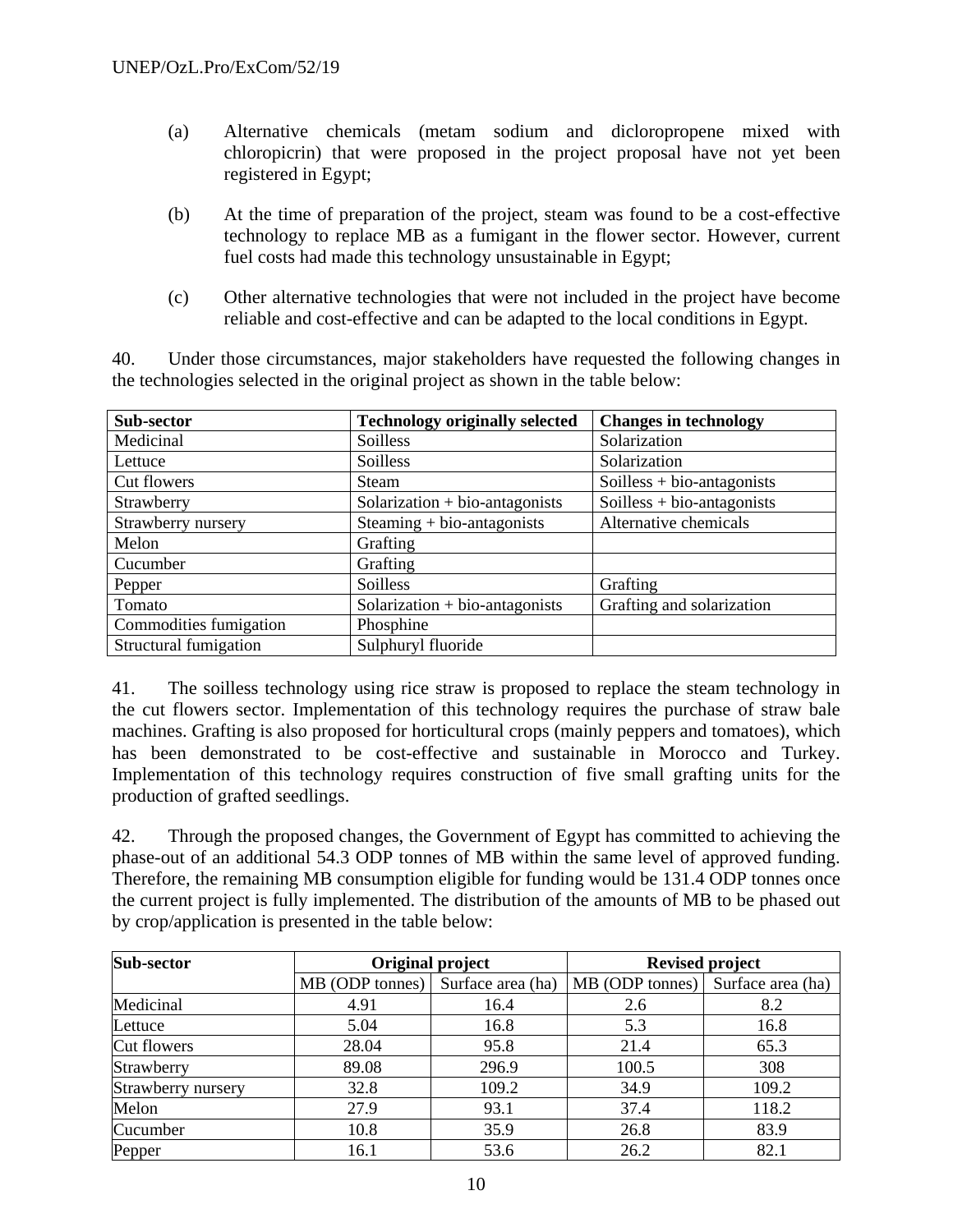(a) Alternative chemicals (metam sodium and dicloropropene mixed with chloropicrin) that were proposed in the project proposal have not yet been registered in Egypt;

(b) At the time of preparation of the project, steam was found to be a cost-effective technology to replace MB as a fumigant in the flower sector. However, current fuel costs had made this technology unsustainable in Egypt;

(c) Other alternative technologies that were not included in the project have become reliable and cost-effective and can be adapted to the local conditions in Egypt.

40. Under those circumstances, major stakeholders have requested the following changes in the technologies selected in the original project as shown in the table below:

| Sub-sector | Technology originally selected | Changes in technology |
|---|---|---|
| Medicinal | Soilless | Solarization |
| Lettuce | Soilless | Solarization |
| Cut flowers | Steam | Soilless + bio-antagonists |
| Strawberry | Solarization + bio-antagonists | Soilless + bio-antagonists |
| Strawberry nursery | Steaming + bio-antagonists | Alternative chemicals |
| Melon | Grafting | |
| Cucumber | Grafting | |
| Pepper | Soilless | Grafting |
| Tomato | Solarization + bio-antagonists | Grafting and solarization |
| Commodities fumigation | Phosphine | |
| Structural fumigation | Sulphuryl fluoride | |

41. The soilless technology using rice straw is proposed to replace the steam technology in the cut flowers sector. Implementation of this technology requires the purchase of straw bale machines. Grafting is also proposed for horticultural crops (mainly peppers and tomatoes), which has been demonstrated to be cost-effective and sustainable in Morocco and Turkey. Implementation of this technology requires construction of five small grafting units for the production of grafted seedlings.

42. Through the proposed changes, the Government of Egypt has committed to achieving the phase-out of an additional 54.3 ODP tonnes of MB within the same level of approved funding. Therefore, the remaining MB consumption eligible for funding would be 131.4 ODP tonnes once the current project is fully implemented. The distribution of the amounts of MB to be phased out by crop/application is presented in the table below:

| Sub-sector | Original project | | Revised project | |
|---|---|---|---|---|
| | MB (ODP tonnes) | Surface area (ha) | MB (ODP tonnes) | Surface area (ha) |
| Medicinal | 4.91 | 16.4 | 2.6 | 8.2 |
| Lettuce | 5.04 | 16.8 | 5.3 | 16.8 |
| Cut flowers | 28.04 | 95.8 | 21.4 | 65.3 |
| Strawberry | 89.08 | 296.9 | 100.5 | 308 |
| Strawberry nursery | 32.8 | 109.2 | 34.9 | 109.2 |
| Melon | 27.9 | 93.1 | 37.4 | 118.2 |
| Cucumber | 10.8 | 35.9 | 26.8 | 83.9 |
| Pepper | 16.1 | 53.6 | 26.2 | 82.1 |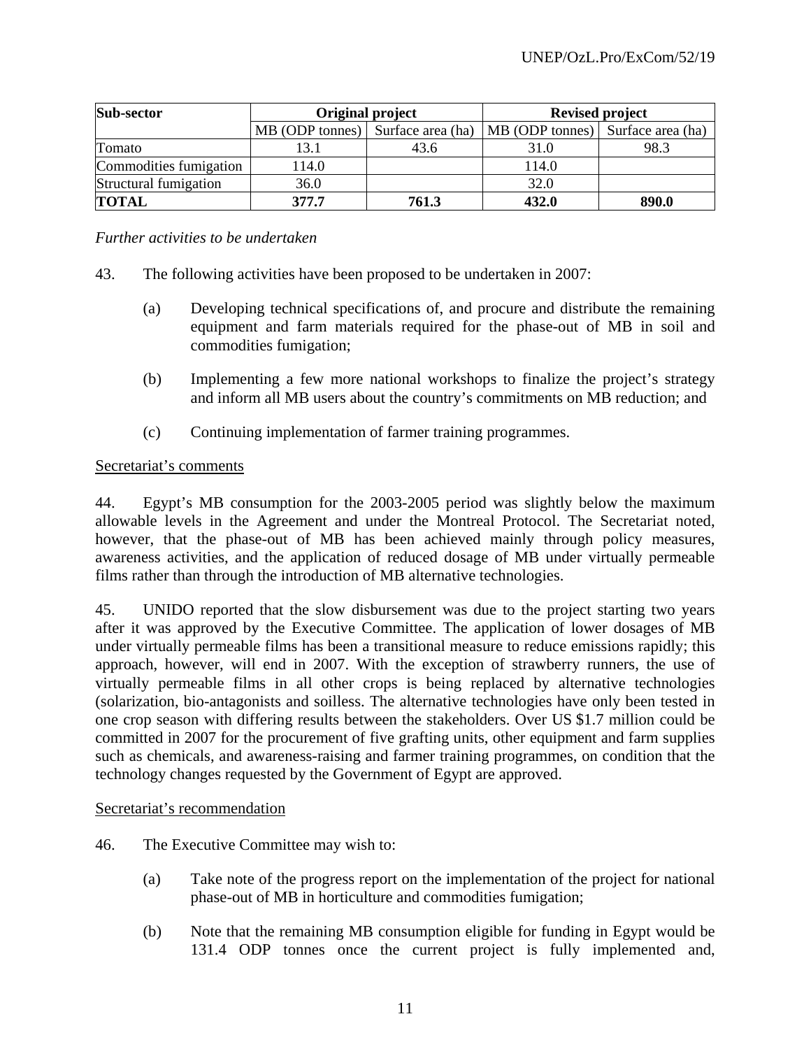| Sub-sector | Original project | | Revised project | |
|---|---|---|---|---|
| | MB (ODP tonnes) | Surface area (ha) | MB (ODP tonnes) | Surface area (ha) |
| Tomato | 13.1 | 43.6 | 31.0 | 98.3 |
| Commodities fumigation | 114.0 | | 114.0 | |
| Structural fumigation | 36.0 | | 32.0 | |
| **TOTAL** | **377.7** | **761.3** | **432.0** | **890.0** |

*Further activities to be undertaken*

43. The following activities have been proposed to be undertaken in 2007:

(a) Developing technical specifications of, and procure and distribute the remaining equipment and farm materials required for the phase-out of MB in soil and commodities fumigation;

(b) Implementing a few more national workshops to finalize the project's strategy and inform all MB users about the country's commitments on MB reduction; and

(c) Continuing implementation of farmer training programmes.

Secretariat's comments

44. Egypt's MB consumption for the 2003-2005 period was slightly below the maximum allowable levels in the Agreement and under the Montreal Protocol. The Secretariat noted, however, that the phase-out of MB has been achieved mainly through policy measures, awareness activities, and the application of reduced dosage of MB under virtually permeable films rather than through the introduction of MB alternative technologies.

45. UNIDO reported that the slow disbursement was due to the project starting two years after it was approved by the Executive Committee. The application of lower dosages of MB under virtually permeable films has been a transitional measure to reduce emissions rapidly; this approach, however, will end in 2007. With the exception of strawberry runners, the use of virtually permeable films in all other crops is being replaced by alternative technologies (solarization, bio-antagonists and soilless. The alternative technologies have only been tested in one crop season with differing results between the stakeholders. Over US $1.7 million could be committed in 2007 for the procurement of five grafting units, other equipment and farm supplies such as chemicals, and awareness-raising and farmer training programmes, on condition that the technology changes requested by the Government of Egypt are approved.

Secretariat's recommendation

46. The Executive Committee may wish to:

(a) Take note of the progress report on the implementation of the project for national phase-out of MB in horticulture and commodities fumigation;

(b) Note that the remaining MB consumption eligible for funding in Egypt would be 131.4 ODP tonnes once the current project is fully implemented and,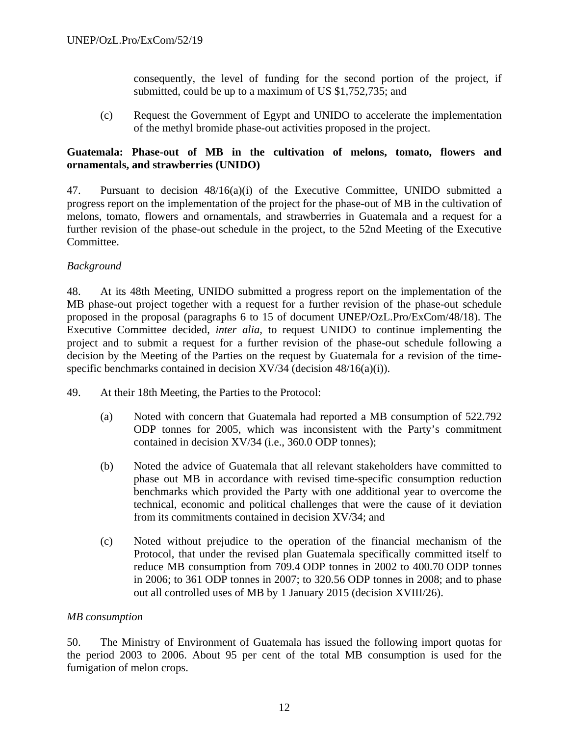consequently, the level of funding for the second portion of the project, if submitted, could be up to a maximum of US $1,752,735; and

(c) Request the Government of Egypt and UNIDO to accelerate the implementation of the methyl bromide phase-out activities proposed in the project.

**Guatemala: Phase-out of MB in the cultivation of melons, tomato, flowers and ornamentals, and strawberries (UNIDO)**

47. Pursuant to decision 48/16(a)(i) of the Executive Committee, UNIDO submitted a progress report on the implementation of the project for the phase-out of MB in the cultivation of melons, tomato, flowers and ornamentals, and strawberries in Guatemala and a request for a further revision of the phase-out schedule in the project, to the 52nd Meeting of the Executive Committee.

*Background*

48. At its 48th Meeting, UNIDO submitted a progress report on the implementation of the MB phase-out project together with a request for a further revision of the phase-out schedule proposed in the proposal (paragraphs 6 to 15 of document UNEP/OzL.Pro/ExCom/48/18). The Executive Committee decided, *inter alia*, to request UNIDO to continue implementing the project and to submit a request for a further revision of the phase-out schedule following a decision by the Meeting of the Parties on the request by Guatemala for a revision of the time-specific benchmarks contained in decision XV/34 (decision 48/16(a)(i)).

49. At their 18th Meeting, the Parties to the Protocol:

(a) Noted with concern that Guatemala had reported a MB consumption of 522.792 ODP tonnes for 2005, which was inconsistent with the Party's commitment contained in decision XV/34 (i.e., 360.0 ODP tonnes);

(b) Noted the advice of Guatemala that all relevant stakeholders have committed to phase out MB in accordance with revised time-specific consumption reduction benchmarks which provided the Party with one additional year to overcome the technical, economic and political challenges that were the cause of it deviation from its commitments contained in decision XV/34; and

(c) Noted without prejudice to the operation of the financial mechanism of the Protocol, that under the revised plan Guatemala specifically committed itself to reduce MB consumption from 709.4 ODP tonnes in 2002 to 400.70 ODP tonnes in 2006; to 361 ODP tonnes in 2007; to 320.56 ODP tonnes in 2008; and to phase out all controlled uses of MB by 1 January 2015 (decision XVIII/26).

*MB consumption*

50. The Ministry of Environment of Guatemala has issued the following import quotas for the period 2003 to 2006. About 95 per cent of the total MB consumption is used for the fumigation of melon crops.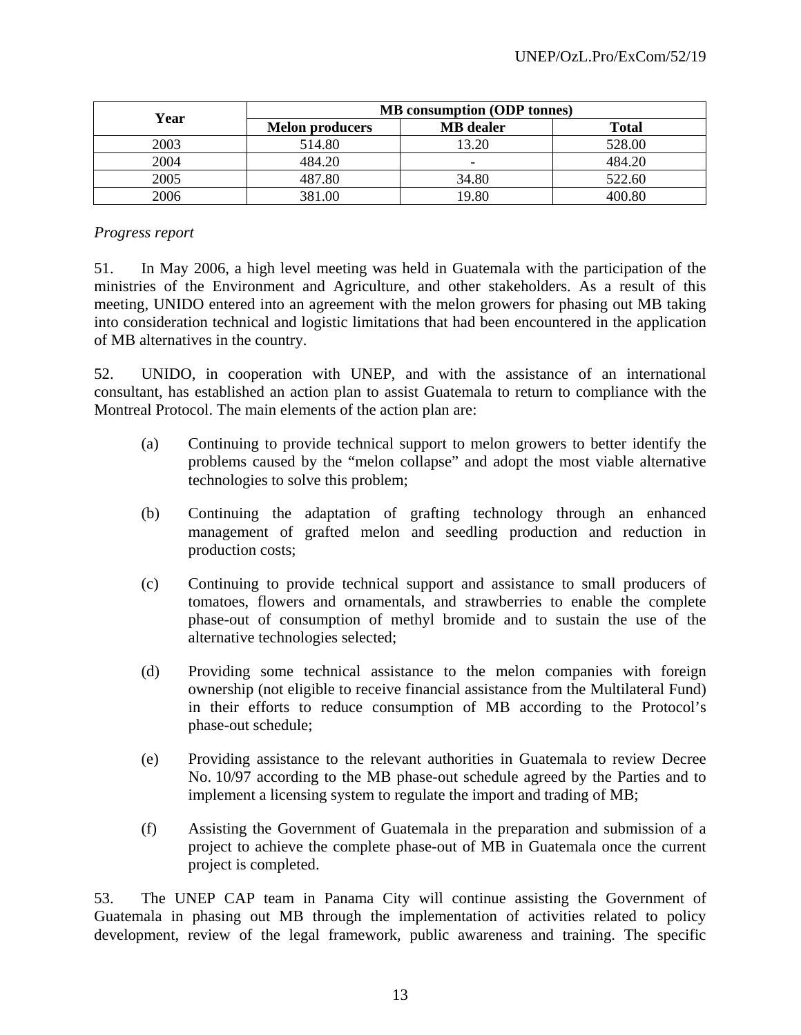| Year | MB consumption (ODP tonnes) | | |
|---|---|---|---|
| | Melon producers | MB dealer | Total |
| 2003 | 514.80 | 13.20 | 528.00 |
| 2004 | 484.20 | - | 484.20 |
| 2005 | 487.80 | 34.80 | 522.60 |
| 2006 | 381.00 | 19.80 | 400.80 |

*Progress report*

51. In May 2006, a high level meeting was held in Guatemala with the participation of the ministries of the Environment and Agriculture, and other stakeholders. As a result of this meeting, UNIDO entered into an agreement with the melon growers for phasing out MB taking into consideration technical and logistic limitations that had been encountered in the application of MB alternatives in the country.

52. UNIDO, in cooperation with UNEP, and with the assistance of an international consultant, has established an action plan to assist Guatemala to return to compliance with the Montreal Protocol. The main elements of the action plan are:

(a) Continuing to provide technical support to melon growers to better identify the problems caused by the "melon collapse" and adopt the most viable alternative technologies to solve this problem;

(b) Continuing the adaptation of grafting technology through an enhanced management of grafted melon and seedling production and reduction in production costs;

(c) Continuing to provide technical support and assistance to small producers of tomatoes, flowers and ornamentals, and strawberries to enable the complete phase-out of consumption of methyl bromide and to sustain the use of the alternative technologies selected;

(d) Providing some technical assistance to the melon companies with foreign ownership (not eligible to receive financial assistance from the Multilateral Fund) in their efforts to reduce consumption of MB according to the Protocol's phase-out schedule;

(e) Providing assistance to the relevant authorities in Guatemala to review Decree No. 10/97 according to the MB phase-out schedule agreed by the Parties and to implement a licensing system to regulate the import and trading of MB;

(f) Assisting the Government of Guatemala in the preparation and submission of a project to achieve the complete phase-out of MB in Guatemala once the current project is completed.

53. The UNEP CAP team in Panama City will continue assisting the Government of Guatemala in phasing out MB through the implementation of activities related to policy development, review of the legal framework, public awareness and training. The specific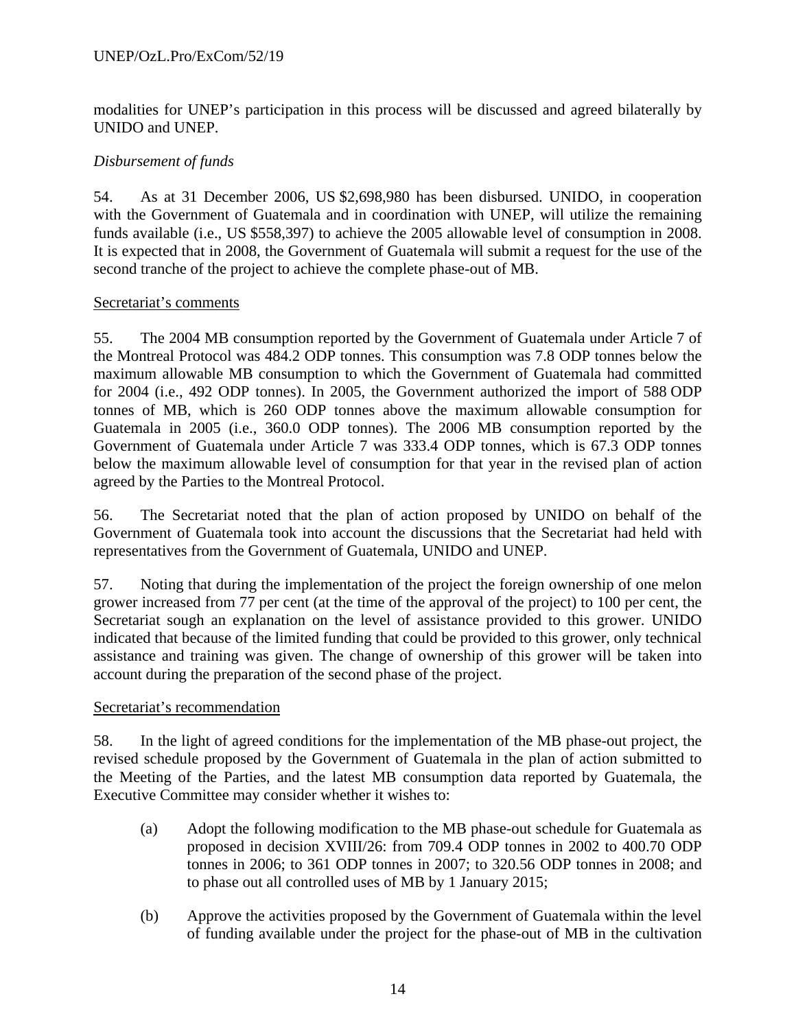modalities for UNEP's participation in this process will be discussed and agreed bilaterally by UNIDO and UNEP.

*Disbursement of funds*

54. As at 31 December 2006, US $2,698,980 has been disbursed. UNIDO, in cooperation with the Government of Guatemala and in coordination with UNEP, will utilize the remaining funds available (i.e., US $558,397) to achieve the 2005 allowable level of consumption in 2008. It is expected that in 2008, the Government of Guatemala will submit a request for the use of the second tranche of the project to achieve the complete phase-out of MB.

Secretariat's comments

55. The 2004 MB consumption reported by the Government of Guatemala under Article 7 of the Montreal Protocol was 484.2 ODP tonnes. This consumption was 7.8 ODP tonnes below the maximum allowable MB consumption to which the Government of Guatemala had committed for 2004 (i.e., 492 ODP tonnes). In 2005, the Government authorized the import of 588 ODP tonnes of MB, which is 260 ODP tonnes above the maximum allowable consumption for Guatemala in 2005 (i.e., 360.0 ODP tonnes). The 2006 MB consumption reported by the Government of Guatemala under Article 7 was 333.4 ODP tonnes, which is 67.3 ODP tonnes below the maximum allowable level of consumption for that year in the revised plan of action agreed by the Parties to the Montreal Protocol.

56. The Secretariat noted that the plan of action proposed by UNIDO on behalf of the Government of Guatemala took into account the discussions that the Secretariat had held with representatives from the Government of Guatemala, UNIDO and UNEP.

57. Noting that during the implementation of the project the foreign ownership of one melon grower increased from 77 per cent (at the time of the approval of the project) to 100 per cent, the Secretariat sough an explanation on the level of assistance provided to this grower. UNIDO indicated that because of the limited funding that could be provided to this grower, only technical assistance and training was given. The change of ownership of this grower will be taken into account during the preparation of the second phase of the project.

Secretariat's recommendation

58. In the light of agreed conditions for the implementation of the MB phase-out project, the revised schedule proposed by the Government of Guatemala in the plan of action submitted to the Meeting of the Parties, and the latest MB consumption data reported by Guatemala, the Executive Committee may consider whether it wishes to:

(a) Adopt the following modification to the MB phase-out schedule for Guatemala as proposed in decision XVIII/26: from 709.4 ODP tonnes in 2002 to 400.70 ODP tonnes in 2006; to 361 ODP tonnes in 2007; to 320.56 ODP tonnes in 2008; and to phase out all controlled uses of MB by 1 January 2015;

(b) Approve the activities proposed by the Government of Guatemala within the level of funding available under the project for the phase-out of MB in the cultivation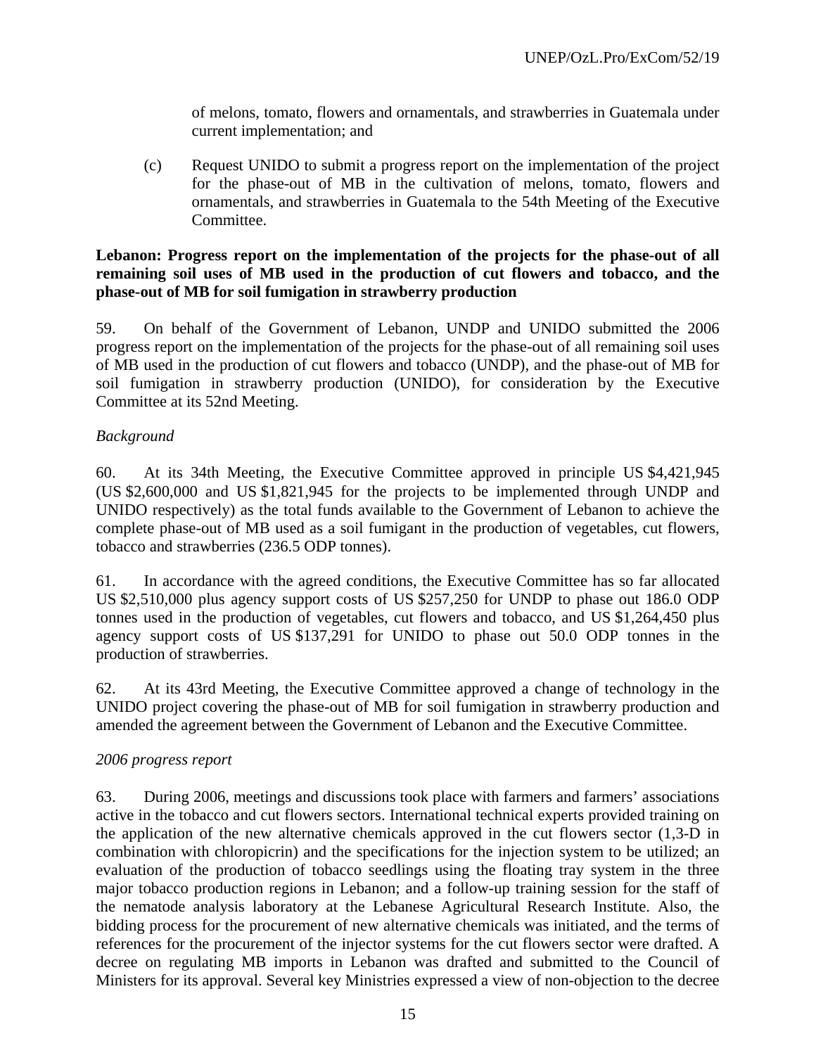of melons, tomato, flowers and ornamentals, and strawberries in Guatemala under current implementation; and

(c) Request UNIDO to submit a progress report on the implementation of the project for the phase-out of MB in the cultivation of melons, tomato, flowers and ornamentals, and strawberries in Guatemala to the 54th Meeting of the Executive Committee.

**Lebanon: Progress report on the implementation of the projects for the phase-out of all remaining soil uses of MB used in the production of cut flowers and tobacco, and the phase-out of MB for soil fumigation in strawberry production**

59. On behalf of the Government of Lebanon, UNDP and UNIDO submitted the 2006 progress report on the implementation of the projects for the phase-out of all remaining soil uses of MB used in the production of cut flowers and tobacco (UNDP), and the phase-out of MB for soil fumigation in strawberry production (UNIDO), for consideration by the Executive Committee at its 52nd Meeting.

*Background*

60. At its 34th Meeting, the Executive Committee approved in principle US $4,421,945 (US $2,600,000 and US $1,821,945 for the projects to be implemented through UNDP and UNIDO respectively) as the total funds available to the Government of Lebanon to achieve the complete phase-out of MB used as a soil fumigant in the production of vegetables, cut flowers, tobacco and strawberries (236.5 ODP tonnes).

61. In accordance with the agreed conditions, the Executive Committee has so far allocated US $2,510,000 plus agency support costs of US $257,250 for UNDP to phase out 186.0 ODP tonnes used in the production of vegetables, cut flowers and tobacco, and US $1,264,450 plus agency support costs of US $137,291 for UNIDO to phase out 50.0 ODP tonnes in the production of strawberries.

62. At its 43rd Meeting, the Executive Committee approved a change of technology in the UNIDO project covering the phase-out of MB for soil fumigation in strawberry production and amended the agreement between the Government of Lebanon and the Executive Committee.

*2006 progress report*

63. During 2006, meetings and discussions took place with farmers and farmers' associations active in the tobacco and cut flowers sectors. International technical experts provided training on the application of the new alternative chemicals approved in the cut flowers sector (1,3-D in combination with chloropicrin) and the specifications for the injection system to be utilized; an evaluation of the production of tobacco seedlings using the floating tray system in the three major tobacco production regions in Lebanon; and a follow-up training session for the staff of the nematode analysis laboratory at the Lebanese Agricultural Research Institute. Also, the bidding process for the procurement of new alternative chemicals was initiated, and the terms of references for the procurement of the injector systems for the cut flowers sector were drafted. A decree on regulating MB imports in Lebanon was drafted and submitted to the Council of Ministers for its approval. Several key Ministries expressed a view of non-objection to the decree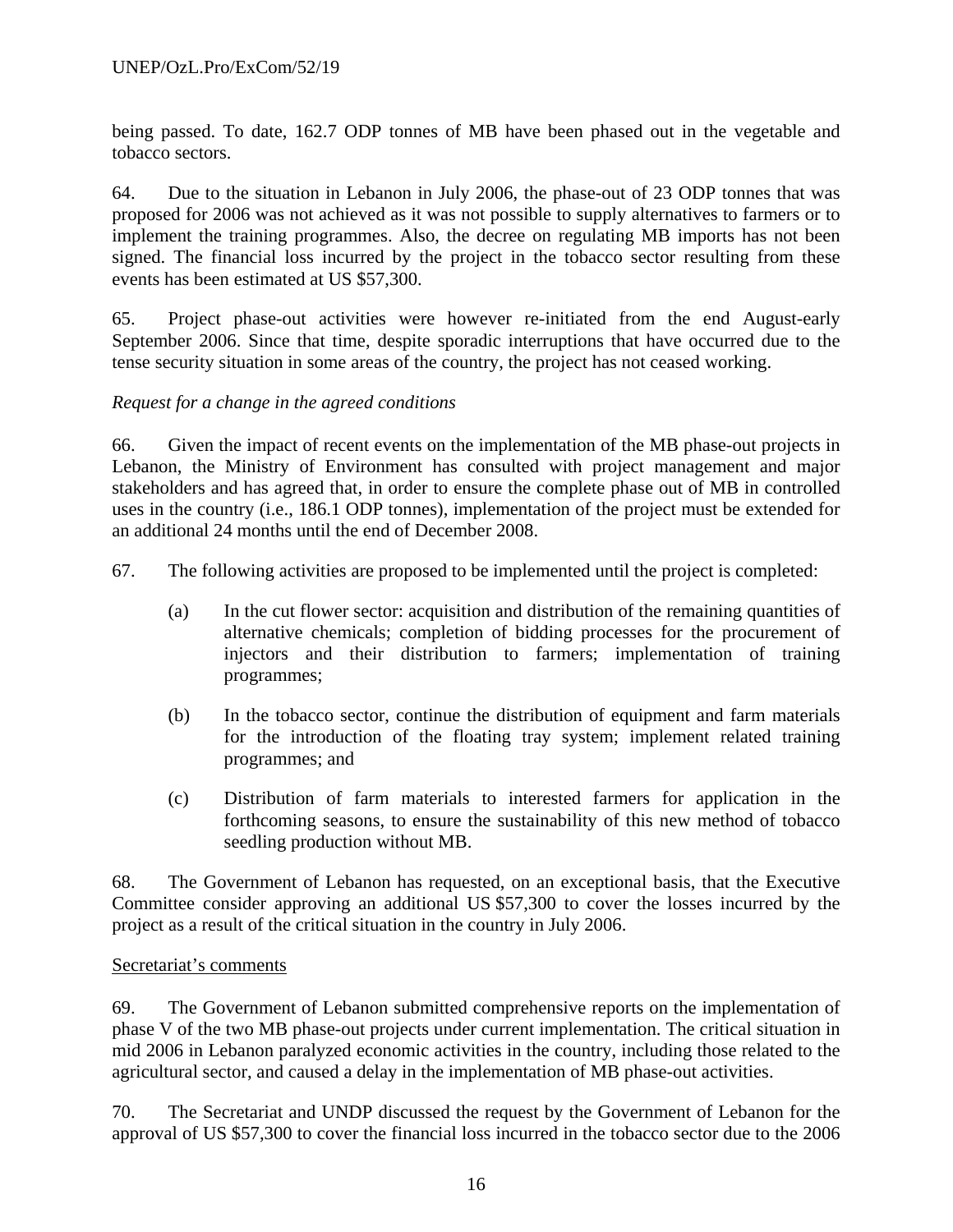being passed. To date, 162.7 ODP tonnes of MB have been phased out in the vegetable and tobacco sectors.

64. Due to the situation in Lebanon in July 2006, the phase-out of 23 ODP tonnes that was proposed for 2006 was not achieved as it was not possible to supply alternatives to farmers or to implement the training programmes. Also, the decree on regulating MB imports has not been signed. The financial loss incurred by the project in the tobacco sector resulting from these events has been estimated at US $57,300.

65. Project phase-out activities were however re-initiated from the end August-early September 2006. Since that time, despite sporadic interruptions that have occurred due to the tense security situation in some areas of the country, the project has not ceased working.

*Request for a change in the agreed conditions*

66. Given the impact of recent events on the implementation of the MB phase-out projects in Lebanon, the Ministry of Environment has consulted with project management and major stakeholders and has agreed that, in order to ensure the complete phase out of MB in controlled uses in the country (i.e., 186.1 ODP tonnes), implementation of the project must be extended for an additional 24 months until the end of December 2008.

67. The following activities are proposed to be implemented until the project is completed:

(a) In the cut flower sector: acquisition and distribution of the remaining quantities of alternative chemicals; completion of bidding processes for the procurement of injectors and their distribution to farmers; implementation of training programmes;

(b) In the tobacco sector, continue the distribution of equipment and farm materials for the introduction of the floating tray system; implement related training programmes; and

(c) Distribution of farm materials to interested farmers for application in the forthcoming seasons, to ensure the sustainability of this new method of tobacco seedling production without MB.

68. The Government of Lebanon has requested, on an exceptional basis, that the Executive Committee consider approving an additional US $57,300 to cover the losses incurred by the project as a result of the critical situation in the country in July 2006.

Secretariat's comments

69. The Government of Lebanon submitted comprehensive reports on the implementation of phase V of the two MB phase-out projects under current implementation. The critical situation in mid 2006 in Lebanon paralyzed economic activities in the country, including those related to the agricultural sector, and caused a delay in the implementation of MB phase-out activities.

70. The Secretariat and UNDP discussed the request by the Government of Lebanon for the approval of US $57,300 to cover the financial loss incurred in the tobacco sector due to the 2006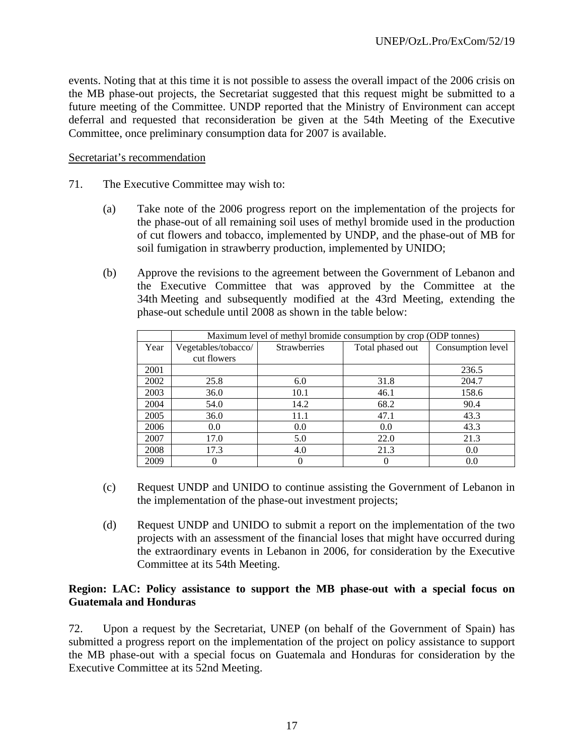events. Noting that at this time it is not possible to assess the overall impact of the 2006 crisis on the MB phase-out projects, the Secretariat suggested that this request might be submitted to a future meeting of the Committee. UNDP reported that the Ministry of Environment can accept deferral and requested that reconsideration be given at the 54th Meeting of the Executive Committee, once preliminary consumption data for 2007 is available.

Secretariat's recommendation

71. The Executive Committee may wish to:

(a) Take note of the 2006 progress report on the implementation of the projects for the phase-out of all remaining soil uses of methyl bromide used in the production of cut flowers and tobacco, implemented by UNDP, and the phase-out of MB for soil fumigation in strawberry production, implemented by UNIDO;

(b) Approve the revisions to the agreement between the Government of Lebanon and the Executive Committee that was approved by the Committee at the 34th Meeting and subsequently modified at the 43rd Meeting, extending the phase-out schedule until 2008 as shown in the table below:

| | Maximum level of methyl bromide consumption by crop (ODP tonnes) | | | |
|---|---|---|---|---|
| Year | Vegetables/tobacco/ cut flowers | Strawberries | Total phased out | Consumption level |
| 2001 | | | | 236.5 |
| 2002 | 25.8 | 6.0 | 31.8 | 204.7 |
| 2003 | 36.0 | 10.1 | 46.1 | 158.6 |
| 2004 | 54.0 | 14.2 | 68.2 | 90.4 |
| 2005 | 36.0 | 11.1 | 47.1 | 43.3 |
| 2006 | 0.0 | 0.0 | 0.0 | 43.3 |
| 2007 | 17.0 | 5.0 | 22.0 | 21.3 |
| 2008 | 17.3 | 4.0 | 21.3 | 0.0 |
| 2009 | 0 | 0 | 0 | 0.0 |

(c) Request UNDP and UNIDO to continue assisting the Government of Lebanon in the implementation of the phase-out investment projects;

(d) Request UNDP and UNIDO to submit a report on the implementation of the two projects with an assessment of the financial loses that might have occurred during the extraordinary events in Lebanon in 2006, for consideration by the Executive Committee at its 54th Meeting.

**Region: LAC: Policy assistance to support the MB phase-out with a special focus on Guatemala and Honduras**

72. Upon a request by the Secretariat, UNEP (on behalf of the Government of Spain) has submitted a progress report on the implementation of the project on policy assistance to support the MB phase-out with a special focus on Guatemala and Honduras for consideration by the Executive Committee at its 52nd Meeting.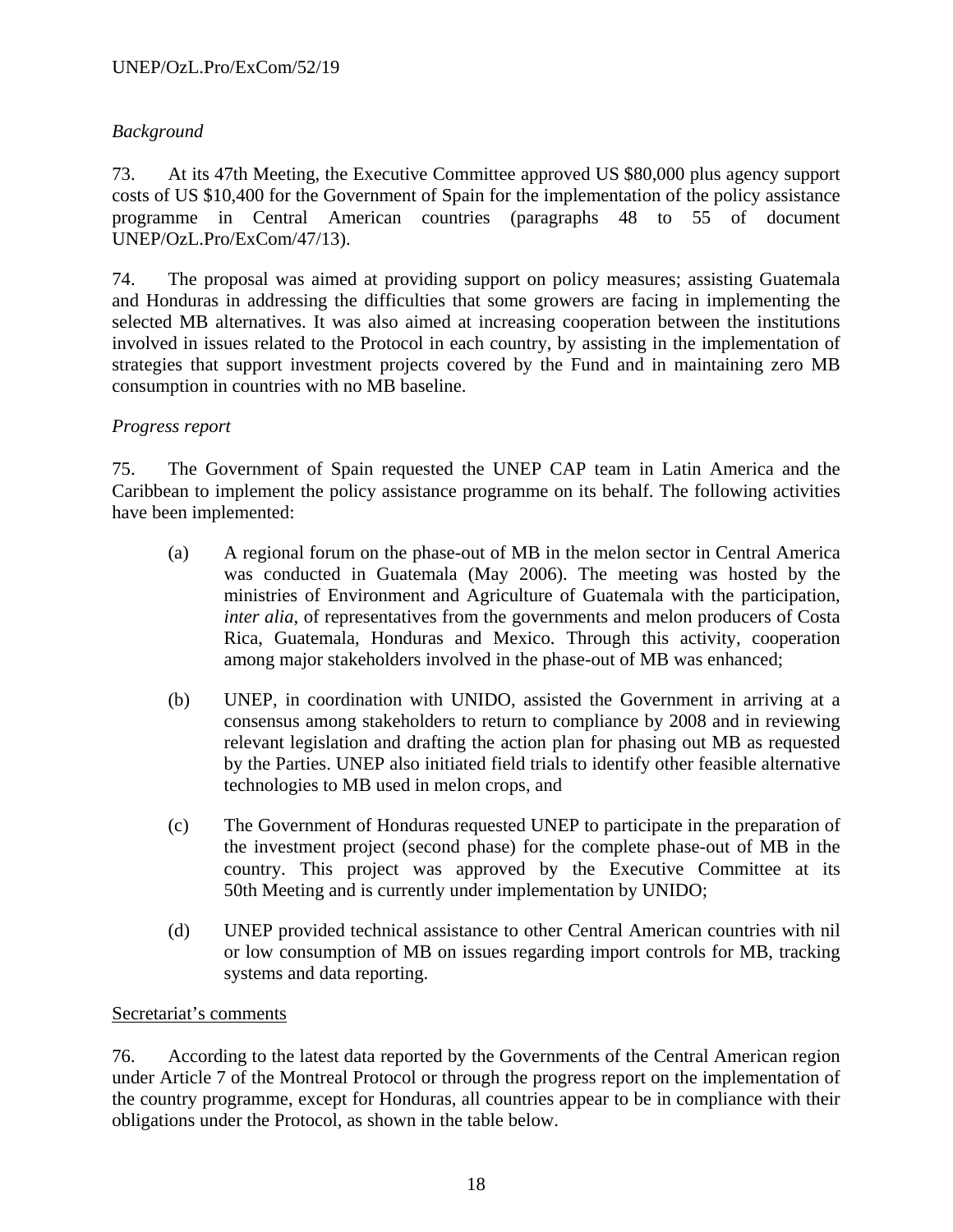*Background*

73. At its 47th Meeting, the Executive Committee approved US $80,000 plus agency support costs of US $10,400 for the Government of Spain for the implementation of the policy assistance programme in Central American countries (paragraphs 48 to 55 of document UNEP/OzL.Pro/ExCom/47/13).

74. The proposal was aimed at providing support on policy measures; assisting Guatemala and Honduras in addressing the difficulties that some growers are facing in implementing the selected MB alternatives. It was also aimed at increasing cooperation between the institutions involved in issues related to the Protocol in each country, by assisting in the implementation of strategies that support investment projects covered by the Fund and in maintaining zero MB consumption in countries with no MB baseline.

*Progress report*

75. The Government of Spain requested the UNEP CAP team in Latin America and the Caribbean to implement the policy assistance programme on its behalf. The following activities have been implemented:

(a) A regional forum on the phase-out of MB in the melon sector in Central America was conducted in Guatemala (May 2006). The meeting was hosted by the ministries of Environment and Agriculture of Guatemala with the participation, *inter alia*, of representatives from the governments and melon producers of Costa Rica, Guatemala, Honduras and Mexico. Through this activity, cooperation among major stakeholders involved in the phase-out of MB was enhanced;

(b) UNEP, in coordination with UNIDO, assisted the Government in arriving at a consensus among stakeholders to return to compliance by 2008 and in reviewing relevant legislation and drafting the action plan for phasing out MB as requested by the Parties. UNEP also initiated field trials to identify other feasible alternative technologies to MB used in melon crops, and

(c) The Government of Honduras requested UNEP to participate in the preparation of the investment project (second phase) for the complete phase-out of MB in the country. This project was approved by the Executive Committee at its 50th Meeting and is currently under implementation by UNIDO;

(d) UNEP provided technical assistance to other Central American countries with nil or low consumption of MB on issues regarding import controls for MB, tracking systems and data reporting.

Secretariat's comments

76. According to the latest data reported by the Governments of the Central American region under Article 7 of the Montreal Protocol or through the progress report on the implementation of the country programme, except for Honduras, all countries appear to be in compliance with their obligations under the Protocol, as shown in the table below.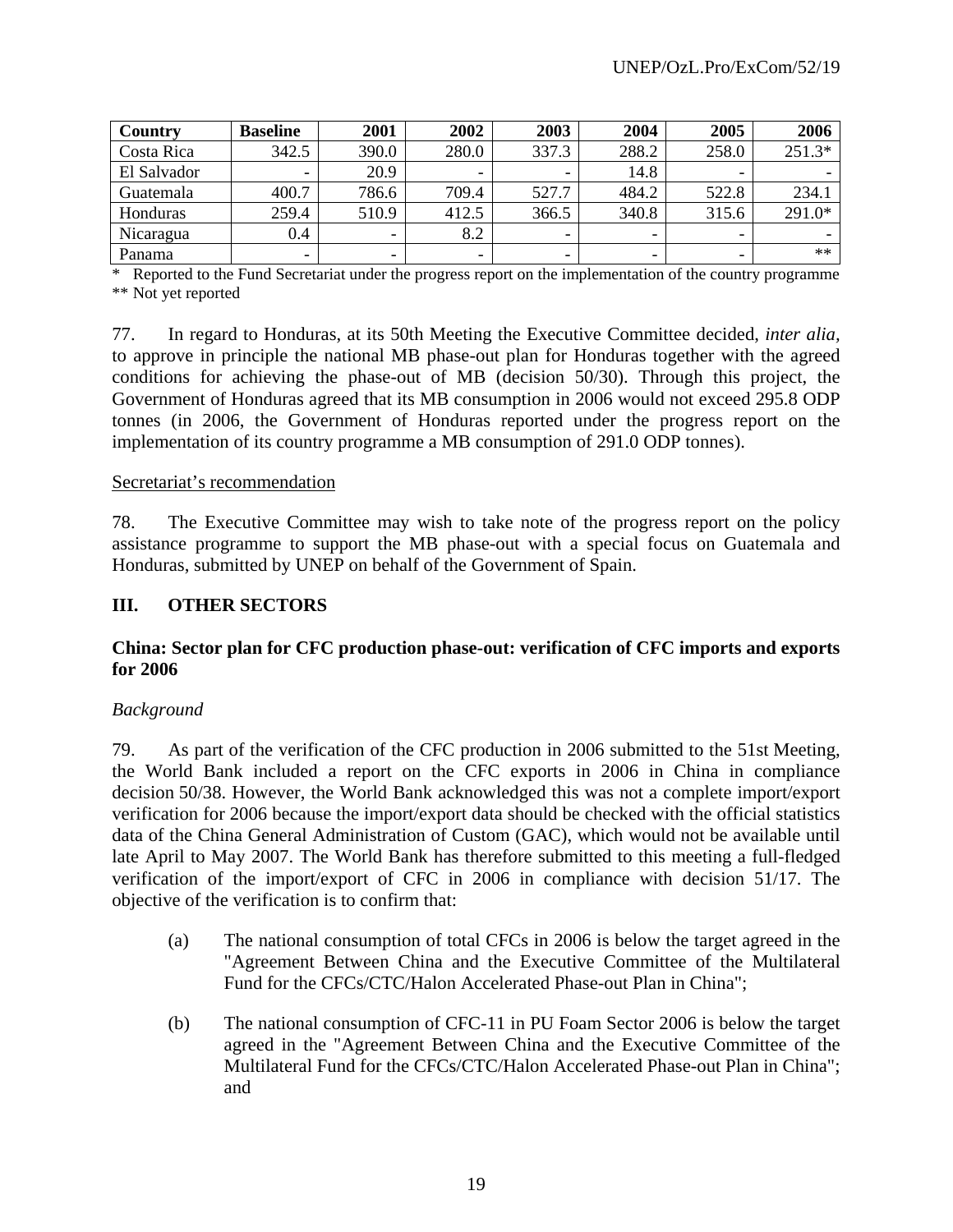| Country | Baseline | 2001 | 2002 | 2003 | 2004 | 2005 | 2006 |
|---|---|---|---|---|---|---|---|
| Costa Rica | 342.5 | 390.0 | 280.0 | 337.3 | 288.2 | 258.0 | 251.3* |
| El Salvador | - | 20.9 | - | - | 14.8 | - | - |
| Guatemala | 400.7 | 786.6 | 709.4 | 527.7 | 484.2 | 522.8 | 234.1 |
| Honduras | 259.4 | 510.9 | 412.5 | 366.5 | 340.8 | 315.6 | 291.0* |
| Nicaragua | 0.4 | - | 8.2 | - | - | - | - |
| Panama | - | - | - | - | - | - | ** |

\* Reported to the Fund Secretariat under the progress report on the implementation of the country programme
** Not yet reported

77. In regard to Honduras, at its 50th Meeting the Executive Committee decided, *inter alia,* to approve in principle the national MB phase-out plan for Honduras together with the agreed conditions for achieving the phase-out of MB (decision 50/30). Through this project, the Government of Honduras agreed that its MB consumption in 2006 would not exceed 295.8 ODP tonnes (in 2006, the Government of Honduras reported under the progress report on the implementation of its country programme a MB consumption of 291.0 ODP tonnes).

Secretariat's recommendation

78. The Executive Committee may wish to take note of the progress report on the policy assistance programme to support the MB phase-out with a special focus on Guatemala and Honduras, submitted by UNEP on behalf of the Government of Spain.

## III. OTHER SECTORS

### China: Sector plan for CFC production phase-out: verification of CFC imports and exports for 2006

*Background*

79. As part of the verification of the CFC production in 2006 submitted to the 51st Meeting, the World Bank included a report on the CFC exports in 2006 in China in compliance decision 50/38. However, the World Bank acknowledged this was not a complete import/export verification for 2006 because the import/export data should be checked with the official statistics data of the China General Administration of Custom (GAC), which would not be available until late April to May 2007. The World Bank has therefore submitted to this meeting a full-fledged verification of the import/export of CFC in 2006 in compliance with decision 51/17. The objective of the verification is to confirm that:

(a) The national consumption of total CFCs in 2006 is below the target agreed in the "Agreement Between China and the Executive Committee of the Multilateral Fund for the CFCs/CTC/Halon Accelerated Phase-out Plan in China";

(b) The national consumption of CFC-11 in PU Foam Sector 2006 is below the target agreed in the "Agreement Between China and the Executive Committee of the Multilateral Fund for the CFCs/CTC/Halon Accelerated Phase-out Plan in China"; and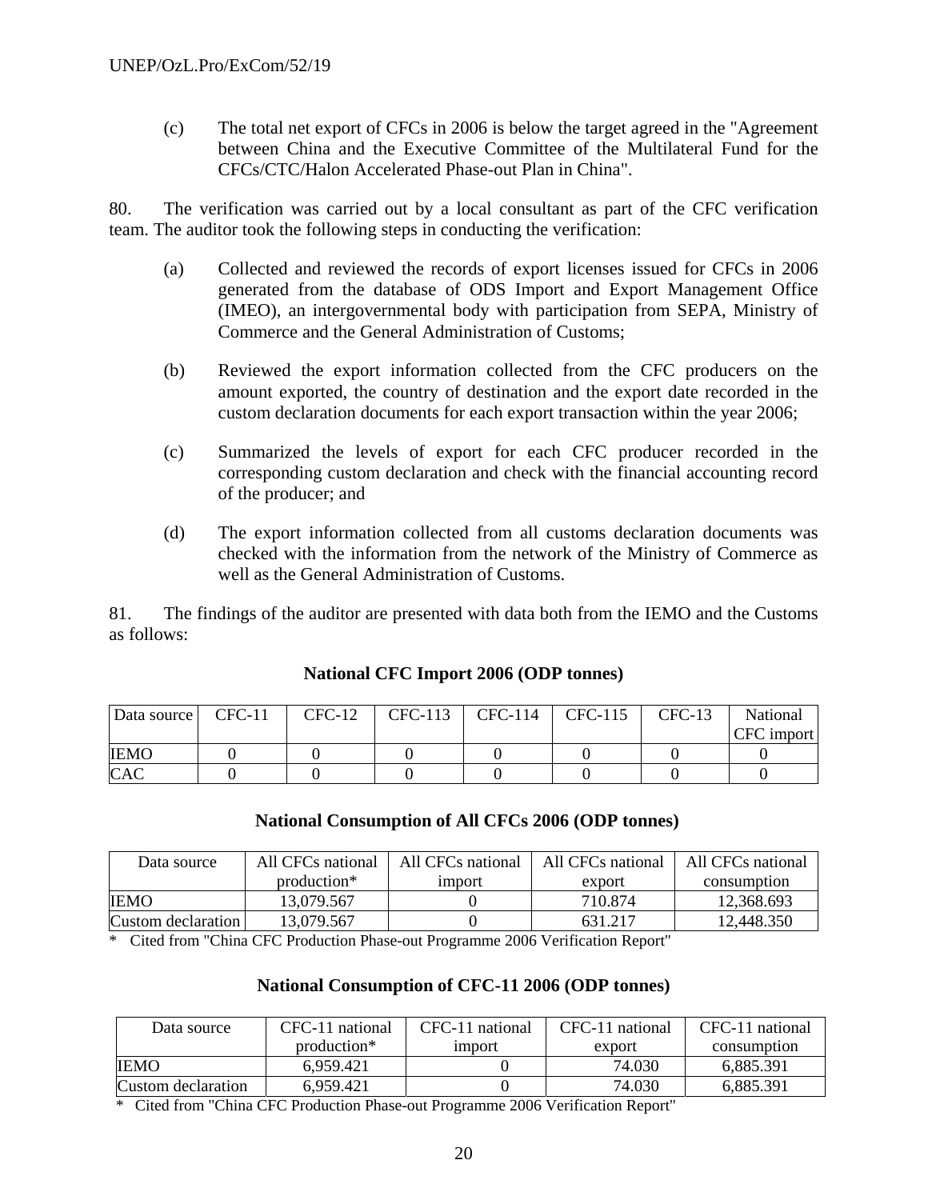(c) The total net export of CFCs in 2006 is below the target agreed in the "Agreement between China and the Executive Committee of the Multilateral Fund for the CFCs/CTC/Halon Accelerated Phase-out Plan in China".

80. The verification was carried out by a local consultant as part of the CFC verification team. The auditor took the following steps in conducting the verification:

(a) Collected and reviewed the records of export licenses issued for CFCs in 2006 generated from the database of ODS Import and Export Management Office (IMEO), an intergovernmental body with participation from SEPA, Ministry of Commerce and the General Administration of Customs;

(b) Reviewed the export information collected from the CFC producers on the amount exported, the country of destination and the export date recorded in the custom declaration documents for each export transaction within the year 2006;

(c) Summarized the levels of export for each CFC producer recorded in the corresponding custom declaration and check with the financial accounting record of the producer; and

(d) The export information collected from all customs declaration documents was checked with the information from the network of the Ministry of Commerce as well as the General Administration of Customs.

81. The findings of the auditor are presented with data both from the IEMO and the Customs as follows:

**National CFC Import 2006 (ODP tonnes)**

| Data source | CFC-11 | CFC-12 | CFC-113 | CFC-114 | CFC-115 | CFC-13 | National CFC import |
|---|---|---|---|---|---|---|---|
| IEMO | 0 | 0 | 0 | 0 | 0 | 0 | 0 |
| CAC | 0 | 0 | 0 | 0 | 0 | 0 | 0 |

**National Consumption of All CFCs 2006 (ODP tonnes)**

| Data source | All CFCs national production* | All CFCs national import | All CFCs national export | All CFCs national consumption |
|---|---|---|---|---|
| IEMO | 13,079.567 | 0 | 710.874 | 12,368.693 |
| Custom declaration | 13,079.567 | 0 | 631.217 | 12,448.350 |

\* Cited from "China CFC Production Phase-out Programme 2006 Verification Report"

**National Consumption of CFC-11 2006 (ODP tonnes)**

| Data source | CFC-11 national production* | CFC-11 national import | CFC-11 national export | CFC-11 national consumption |
|---|---|---|---|---|
| IEMO | 6,959.421 | 0 | 74.030 | 6,885.391 |
| Custom declaration | 6,959.421 | 0 | 74.030 | 6,885.391 |

\* Cited from "China CFC Production Phase-out Programme 2006 Verification Report"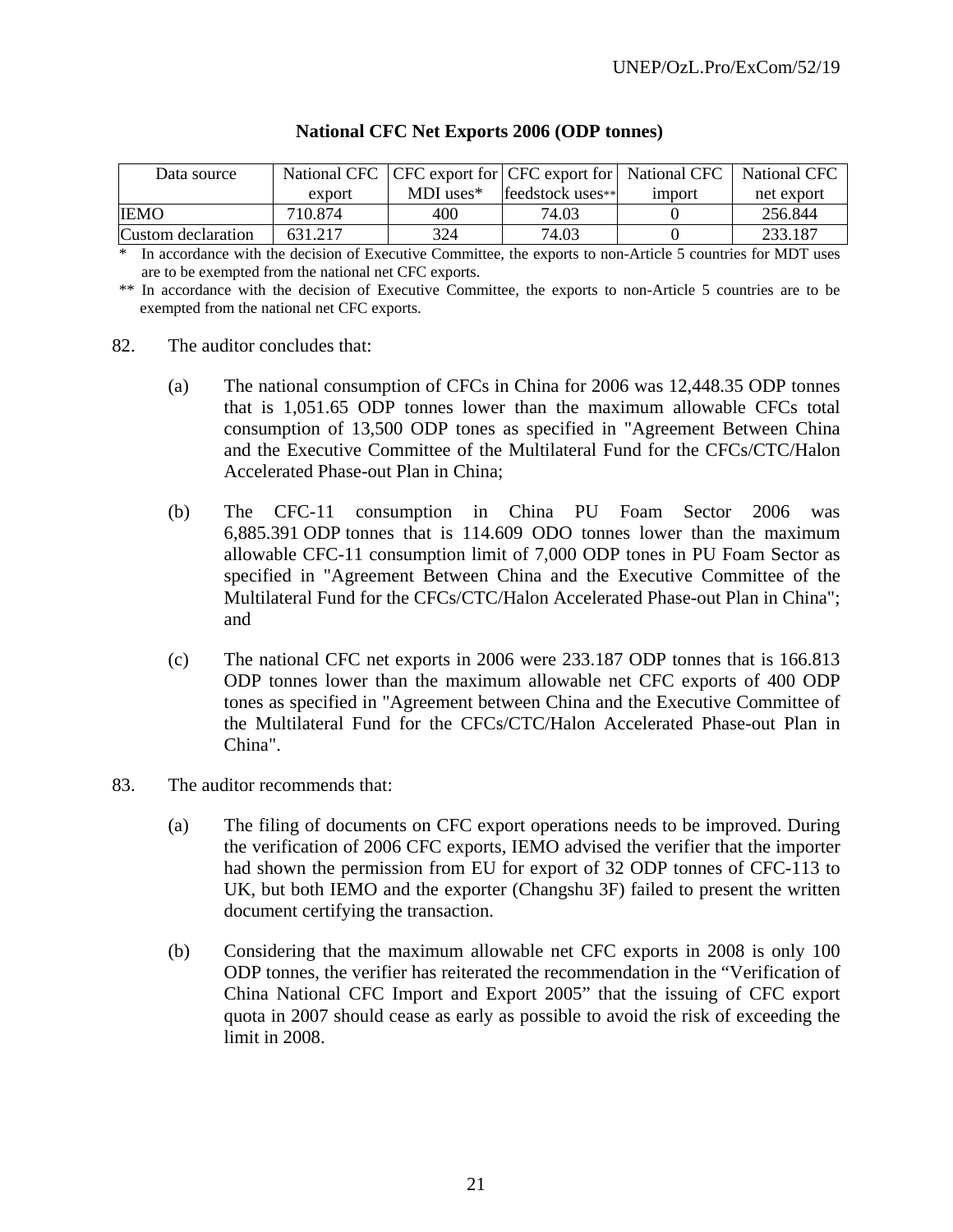**National CFC Net Exports 2006 (ODP tonnes)**

| Data source | National CFC export | CFC export for MDI uses* | CFC export for feedstock uses** | National CFC import | National CFC net export |
|---|---|---|---|---|---|
| IEMO | 710.874 | 400 | 74.03 | 0 | 256.844 |
| Custom declaration | 631.217 | 324 | 74.03 | 0 | 233.187 |

\* In accordance with the decision of Executive Committee, the exports to non-Article 5 countries for MDT uses are to be exempted from the national net CFC exports.

\** In accordance with the decision of Executive Committee, the exports to non-Article 5 countries are to be exempted from the national net CFC exports.

82. The auditor concludes that:

    (a) The national consumption of CFCs in China for 2006 was 12,448.35 ODP tonnes that is 1,051.65 ODP tonnes lower than the maximum allowable CFCs total consumption of 13,500 ODP tones as specified in "Agreement Between China and the Executive Committee of the Multilateral Fund for the CFCs/CTC/Halon Accelerated Phase-out Plan in China;

    (b) The CFC-11 consumption in China PU Foam Sector 2006 was 6,885.391 ODP tonnes that is 114.609 ODO tonnes lower than the maximum allowable CFC-11 consumption limit of 7,000 ODP tones in PU Foam Sector as specified in "Agreement Between China and the Executive Committee of the Multilateral Fund for the CFCs/CTC/Halon Accelerated Phase-out Plan in China"; and

    (c) The national CFC net exports in 2006 were 233.187 ODP tonnes that is 166.813 ODP tonnes lower than the maximum allowable net CFC exports of 400 ODP tones as specified in "Agreement between China and the Executive Committee of the Multilateral Fund for the CFCs/CTC/Halon Accelerated Phase-out Plan in China".

83. The auditor recommends that:

    (a) The filing of documents on CFC export operations needs to be improved. During the verification of 2006 CFC exports, IEMO advised the verifier that the importer had shown the permission from EU for export of 32 ODP tonnes of CFC-113 to UK, but both IEMO and the exporter (Changshu 3F) failed to present the written document certifying the transaction.

    (b) Considering that the maximum allowable net CFC exports in 2008 is only 100 ODP tonnes, the verifier has reiterated the recommendation in the "Verification of China National CFC Import and Export 2005" that the issuing of CFC export quota in 2007 should cease as early as possible to avoid the risk of exceeding the limit in 2008.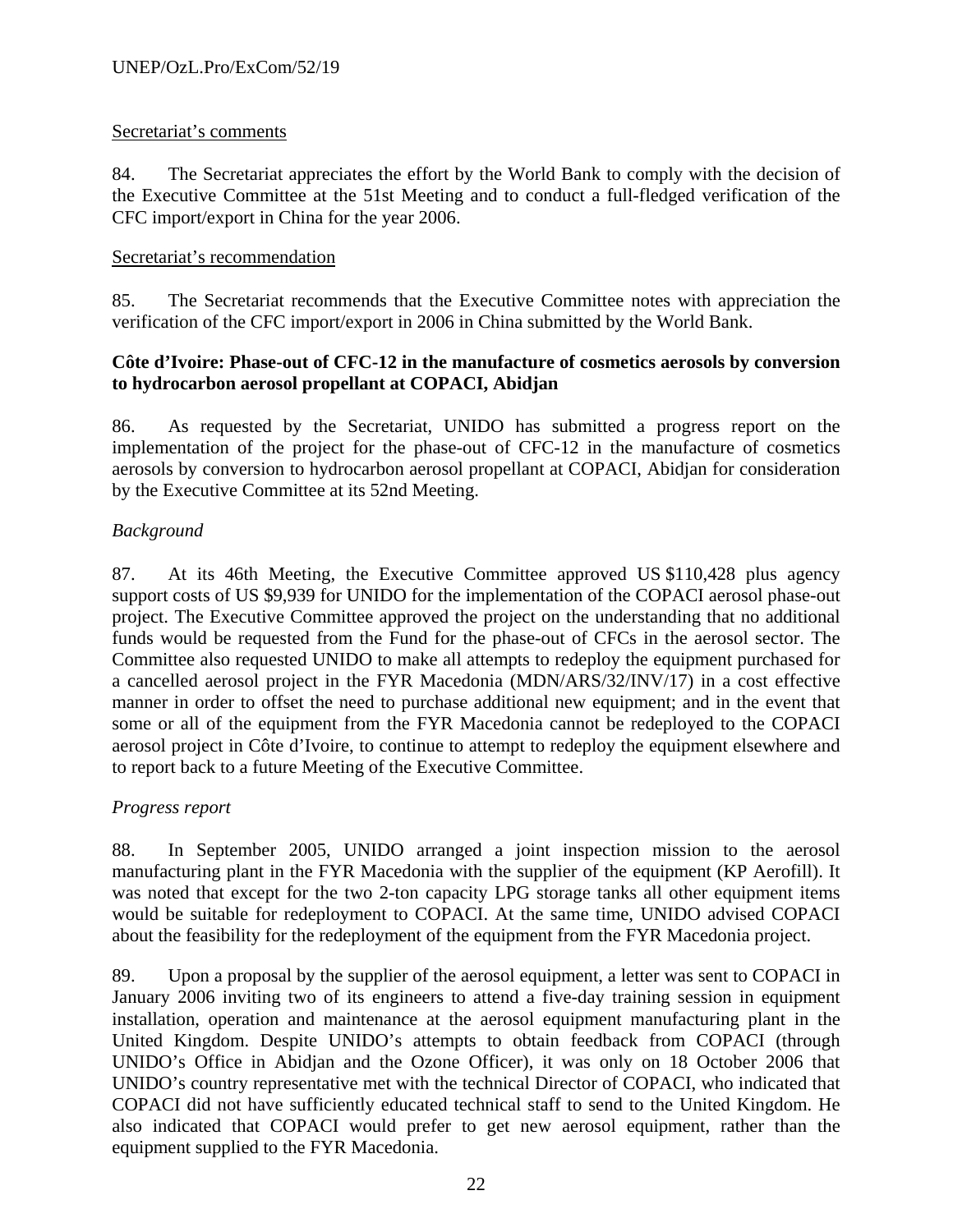Secretariat's comments

84. The Secretariat appreciates the effort by the World Bank to comply with the decision of the Executive Committee at the 51st Meeting and to conduct a full-fledged verification of the CFC import/export in China for the year 2006.

Secretariat's recommendation

85. The Secretariat recommends that the Executive Committee notes with appreciation the verification of the CFC import/export in 2006 in China submitted by the World Bank.

**Côte d'Ivoire: Phase-out of CFC-12 in the manufacture of cosmetics aerosols by conversion to hydrocarbon aerosol propellant at COPACI, Abidjan**

86. As requested by the Secretariat, UNIDO has submitted a progress report on the implementation of the project for the phase-out of CFC-12 in the manufacture of cosmetics aerosols by conversion to hydrocarbon aerosol propellant at COPACI, Abidjan for consideration by the Executive Committee at its 52nd Meeting.

*Background*

87. At its 46th Meeting, the Executive Committee approved US $110,428 plus agency support costs of US $9,939 for UNIDO for the implementation of the COPACI aerosol phase-out project. The Executive Committee approved the project on the understanding that no additional funds would be requested from the Fund for the phase-out of CFCs in the aerosol sector. The Committee also requested UNIDO to make all attempts to redeploy the equipment purchased for a cancelled aerosol project in the FYR Macedonia (MDN/ARS/32/INV/17) in a cost effective manner in order to offset the need to purchase additional new equipment; and in the event that some or all of the equipment from the FYR Macedonia cannot be redeployed to the COPACI aerosol project in Côte d'Ivoire, to continue to attempt to redeploy the equipment elsewhere and to report back to a future Meeting of the Executive Committee.

*Progress report*

88. In September 2005, UNIDO arranged a joint inspection mission to the aerosol manufacturing plant in the FYR Macedonia with the supplier of the equipment (KP Aerofill). It was noted that except for the two 2-ton capacity LPG storage tanks all other equipment items would be suitable for redeployment to COPACI. At the same time, UNIDO advised COPACI about the feasibility for the redeployment of the equipment from the FYR Macedonia project.

89. Upon a proposal by the supplier of the aerosol equipment, a letter was sent to COPACI in January 2006 inviting two of its engineers to attend a five-day training session in equipment installation, operation and maintenance at the aerosol equipment manufacturing plant in the United Kingdom. Despite UNIDO's attempts to obtain feedback from COPACI (through UNIDO's Office in Abidjan and the Ozone Officer), it was only on 18 October 2006 that UNIDO's country representative met with the technical Director of COPACI, who indicated that COPACI did not have sufficiently educated technical staff to send to the United Kingdom. He also indicated that COPACI would prefer to get new aerosol equipment, rather than the equipment supplied to the FYR Macedonia.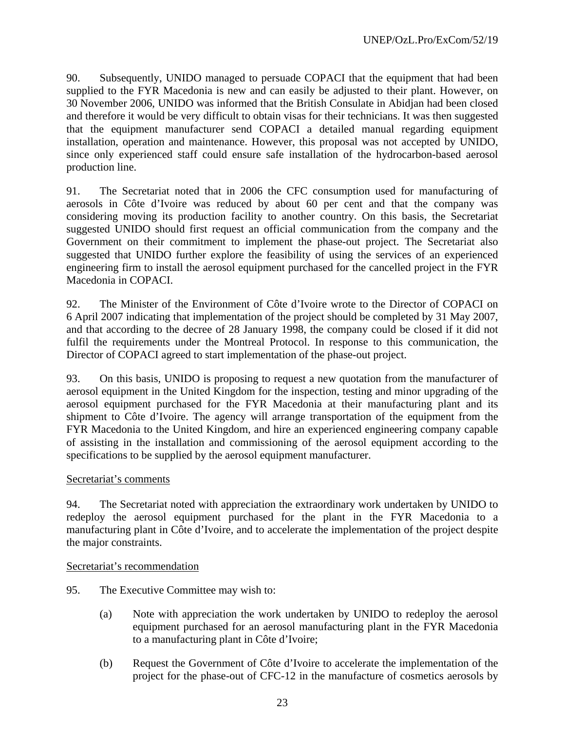90. Subsequently, UNIDO managed to persuade COPACI that the equipment that had been supplied to the FYR Macedonia is new and can easily be adjusted to their plant. However, on 30 November 2006, UNIDO was informed that the British Consulate in Abidjan had been closed and therefore it would be very difficult to obtain visas for their technicians. It was then suggested that the equipment manufacturer send COPACI a detailed manual regarding equipment installation, operation and maintenance. However, this proposal was not accepted by UNIDO, since only experienced staff could ensure safe installation of the hydrocarbon-based aerosol production line.

91. The Secretariat noted that in 2006 the CFC consumption used for manufacturing of aerosols in Côte d'Ivoire was reduced by about 60 per cent and that the company was considering moving its production facility to another country. On this basis, the Secretariat suggested UNIDO should first request an official communication from the company and the Government on their commitment to implement the phase-out project. The Secretariat also suggested that UNIDO further explore the feasibility of using the services of an experienced engineering firm to install the aerosol equipment purchased for the cancelled project in the FYR Macedonia in COPACI.

92. The Minister of the Environment of Côte d'Ivoire wrote to the Director of COPACI on 6 April 2007 indicating that implementation of the project should be completed by 31 May 2007, and that according to the decree of 28 January 1998, the company could be closed if it did not fulfil the requirements under the Montreal Protocol. In response to this communication, the Director of COPACI agreed to start implementation of the phase-out project.

93. On this basis, UNIDO is proposing to request a new quotation from the manufacturer of aerosol equipment in the United Kingdom for the inspection, testing and minor upgrading of the aerosol equipment purchased for the FYR Macedonia at their manufacturing plant and its shipment to Côte d'Ivoire. The agency will arrange transportation of the equipment from the FYR Macedonia to the United Kingdom, and hire an experienced engineering company capable of assisting in the installation and commissioning of the aerosol equipment according to the specifications to be supplied by the aerosol equipment manufacturer.

Secretariat's comments

94. The Secretariat noted with appreciation the extraordinary work undertaken by UNIDO to redeploy the aerosol equipment purchased for the plant in the FYR Macedonia to a manufacturing plant in Côte d'Ivoire, and to accelerate the implementation of the project despite the major constraints.

Secretariat's recommendation

95. The Executive Committee may wish to:

(a) Note with appreciation the work undertaken by UNIDO to redeploy the aerosol equipment purchased for an aerosol manufacturing plant in the FYR Macedonia to a manufacturing plant in Côte d'Ivoire;

(b) Request the Government of Côte d'Ivoire to accelerate the implementation of the project for the phase-out of CFC-12 in the manufacture of cosmetics aerosols by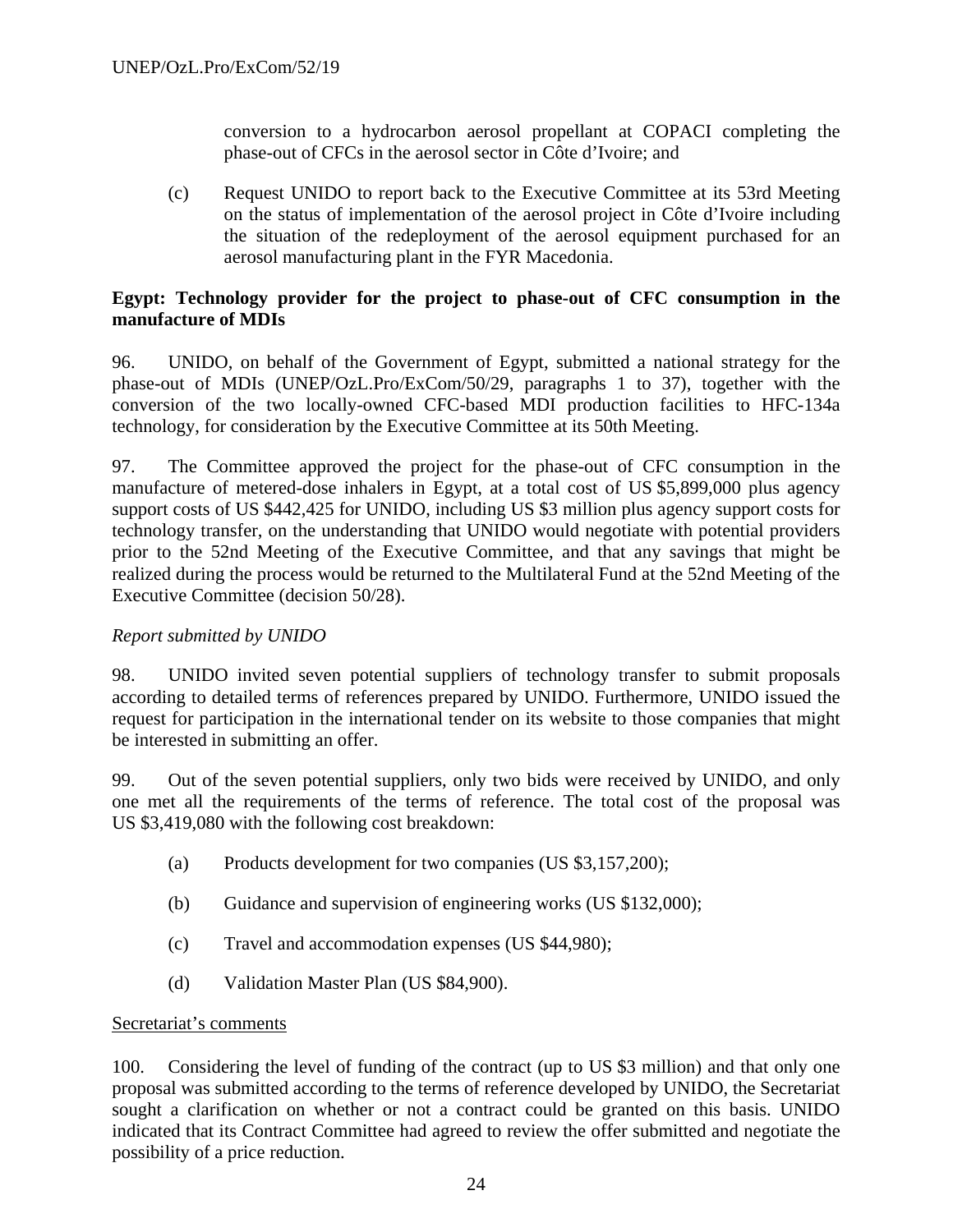conversion to a hydrocarbon aerosol propellant at COPACI completing the phase-out of CFCs in the aerosol sector in Côte d'Ivoire; and

(c) Request UNIDO to report back to the Executive Committee at its 53rd Meeting on the status of implementation of the aerosol project in Côte d'Ivoire including the situation of the redeployment of the aerosol equipment purchased for an aerosol manufacturing plant in the FYR Macedonia.

**Egypt: Technology provider for the project to phase-out of CFC consumption in the manufacture of MDIs**

96. UNIDO, on behalf of the Government of Egypt, submitted a national strategy for the phase-out of MDIs (UNEP/OzL.Pro/ExCom/50/29, paragraphs 1 to 37), together with the conversion of the two locally-owned CFC-based MDI production facilities to HFC-134a technology, for consideration by the Executive Committee at its 50th Meeting.

97. The Committee approved the project for the phase-out of CFC consumption in the manufacture of metered-dose inhalers in Egypt, at a total cost of US $5,899,000 plus agency support costs of US $442,425 for UNIDO, including US $3 million plus agency support costs for technology transfer, on the understanding that UNIDO would negotiate with potential providers prior to the 52nd Meeting of the Executive Committee, and that any savings that might be realized during the process would be returned to the Multilateral Fund at the 52nd Meeting of the Executive Committee (decision 50/28).

*Report submitted by UNIDO*

98. UNIDO invited seven potential suppliers of technology transfer to submit proposals according to detailed terms of references prepared by UNIDO. Furthermore, UNIDO issued the request for participation in the international tender on its website to those companies that might be interested in submitting an offer.

99. Out of the seven potential suppliers, only two bids were received by UNIDO, and only one met all the requirements of the terms of reference. The total cost of the proposal was US $3,419,080 with the following cost breakdown:

(a) Products development for two companies (US $3,157,200);

(b) Guidance and supervision of engineering works (US $132,000);

(c) Travel and accommodation expenses (US $44,980);

(d) Validation Master Plan (US $84,900).

Secretariat's comments

100. Considering the level of funding of the contract (up to US $3 million) and that only one proposal was submitted according to the terms of reference developed by UNIDO, the Secretariat sought a clarification on whether or not a contract could be granted on this basis. UNIDO indicated that its Contract Committee had agreed to review the offer submitted and negotiate the possibility of a price reduction.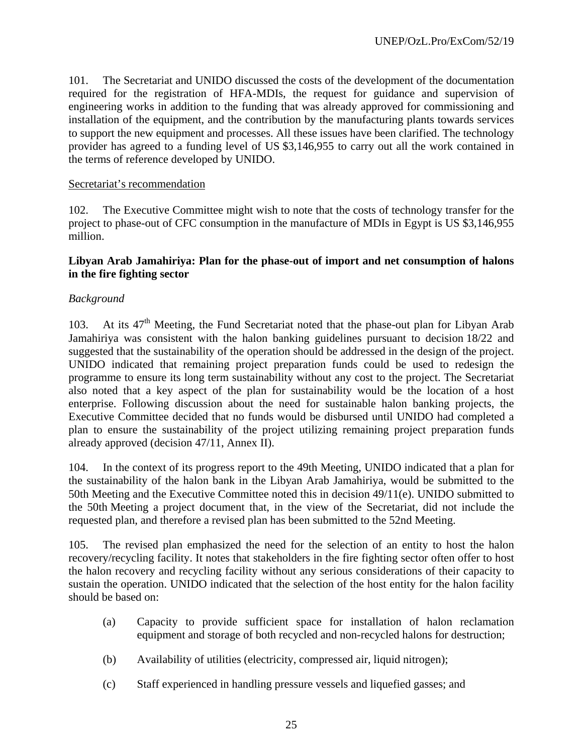101. The Secretariat and UNIDO discussed the costs of the development of the documentation required for the registration of HFA-MDIs, the request for guidance and supervision of engineering works in addition to the funding that was already approved for commissioning and installation of the equipment, and the contribution by the manufacturing plants towards services to support the new equipment and processes. All these issues have been clarified. The technology provider has agreed to a funding level of US $3,146,955 to carry out all the work contained in the terms of reference developed by UNIDO.

Secretariat's recommendation

102. The Executive Committee might wish to note that the costs of technology transfer for the project to phase-out of CFC consumption in the manufacture of MDIs in Egypt is US $3,146,955 million.

**Libyan Arab Jamahiriya: Plan for the phase-out of import and net consumption of halons in the fire fighting sector**

*Background*

103. At its 47th Meeting, the Fund Secretariat noted that the phase-out plan for Libyan Arab Jamahiriya was consistent with the halon banking guidelines pursuant to decision 18/22 and suggested that the sustainability of the operation should be addressed in the design of the project. UNIDO indicated that remaining project preparation funds could be used to redesign the programme to ensure its long term sustainability without any cost to the project. The Secretariat also noted that a key aspect of the plan for sustainability would be the location of a host enterprise. Following discussion about the need for sustainable halon banking projects, the Executive Committee decided that no funds would be disbursed until UNIDO had completed a plan to ensure the sustainability of the project utilizing remaining project preparation funds already approved (decision 47/11, Annex II).

104. In the context of its progress report to the 49th Meeting, UNIDO indicated that a plan for the sustainability of the halon bank in the Libyan Arab Jamahiriya, would be submitted to the 50th Meeting and the Executive Committee noted this in decision 49/11(e). UNIDO submitted to the 50th Meeting a project document that, in the view of the Secretariat, did not include the requested plan, and therefore a revised plan has been submitted to the 52nd Meeting.

105. The revised plan emphasized the need for the selection of an entity to host the halon recovery/recycling facility. It notes that stakeholders in the fire fighting sector often offer to host the halon recovery and recycling facility without any serious considerations of their capacity to sustain the operation. UNIDO indicated that the selection of the host entity for the halon facility should be based on:

(a) Capacity to provide sufficient space for installation of halon reclamation equipment and storage of both recycled and non-recycled halons for destruction;

(b) Availability of utilities (electricity, compressed air, liquid nitrogen);

(c) Staff experienced in handling pressure vessels and liquefied gasses; and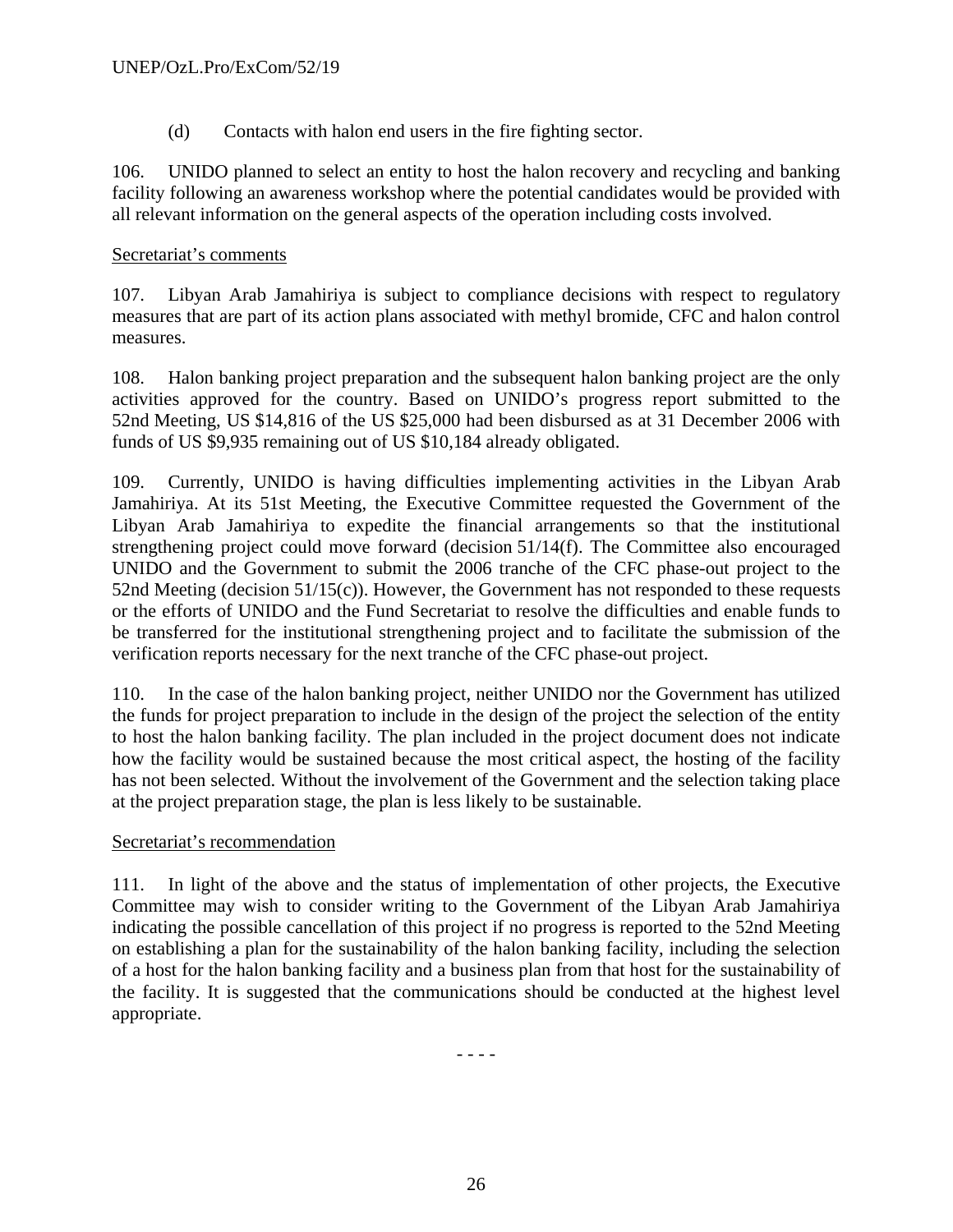(d) Contacts with halon end users in the fire fighting sector.

106. UNIDO planned to select an entity to host the halon recovery and recycling and banking facility following an awareness workshop where the potential candidates would be provided with all relevant information on the general aspects of the operation including costs involved.

Secretariat's comments

107. Libyan Arab Jamahiriya is subject to compliance decisions with respect to regulatory measures that are part of its action plans associated with methyl bromide, CFC and halon control measures.

108. Halon banking project preparation and the subsequent halon banking project are the only activities approved for the country. Based on UNIDO's progress report submitted to the 52nd Meeting, US $14,816 of the US $25,000 had been disbursed as at 31 December 2006 with funds of US $9,935 remaining out of US $10,184 already obligated.

109. Currently, UNIDO is having difficulties implementing activities in the Libyan Arab Jamahiriya. At its 51st Meeting, the Executive Committee requested the Government of the Libyan Arab Jamahiriya to expedite the financial arrangements so that the institutional strengthening project could move forward (decision 51/14(f). The Committee also encouraged UNIDO and the Government to submit the 2006 tranche of the CFC phase-out project to the 52nd Meeting (decision 51/15(c)). However, the Government has not responded to these requests or the efforts of UNIDO and the Fund Secretariat to resolve the difficulties and enable funds to be transferred for the institutional strengthening project and to facilitate the submission of the verification reports necessary for the next tranche of the CFC phase-out project.

110. In the case of the halon banking project, neither UNIDO nor the Government has utilized the funds for project preparation to include in the design of the project the selection of the entity to host the halon banking facility. The plan included in the project document does not indicate how the facility would be sustained because the most critical aspect, the hosting of the facility has not been selected. Without the involvement of the Government and the selection taking place at the project preparation stage, the plan is less likely to be sustainable.

Secretariat's recommendation

111. In light of the above and the status of implementation of other projects, the Executive Committee may wish to consider writing to the Government of the Libyan Arab Jamahiriya indicating the possible cancellation of this project if no progress is reported to the 52nd Meeting on establishing a plan for the sustainability of the halon banking facility, including the selection of a host for the halon banking facility and a business plan from that host for the sustainability of the facility. It is suggested that the communications should be conducted at the highest level appropriate.

- - - -